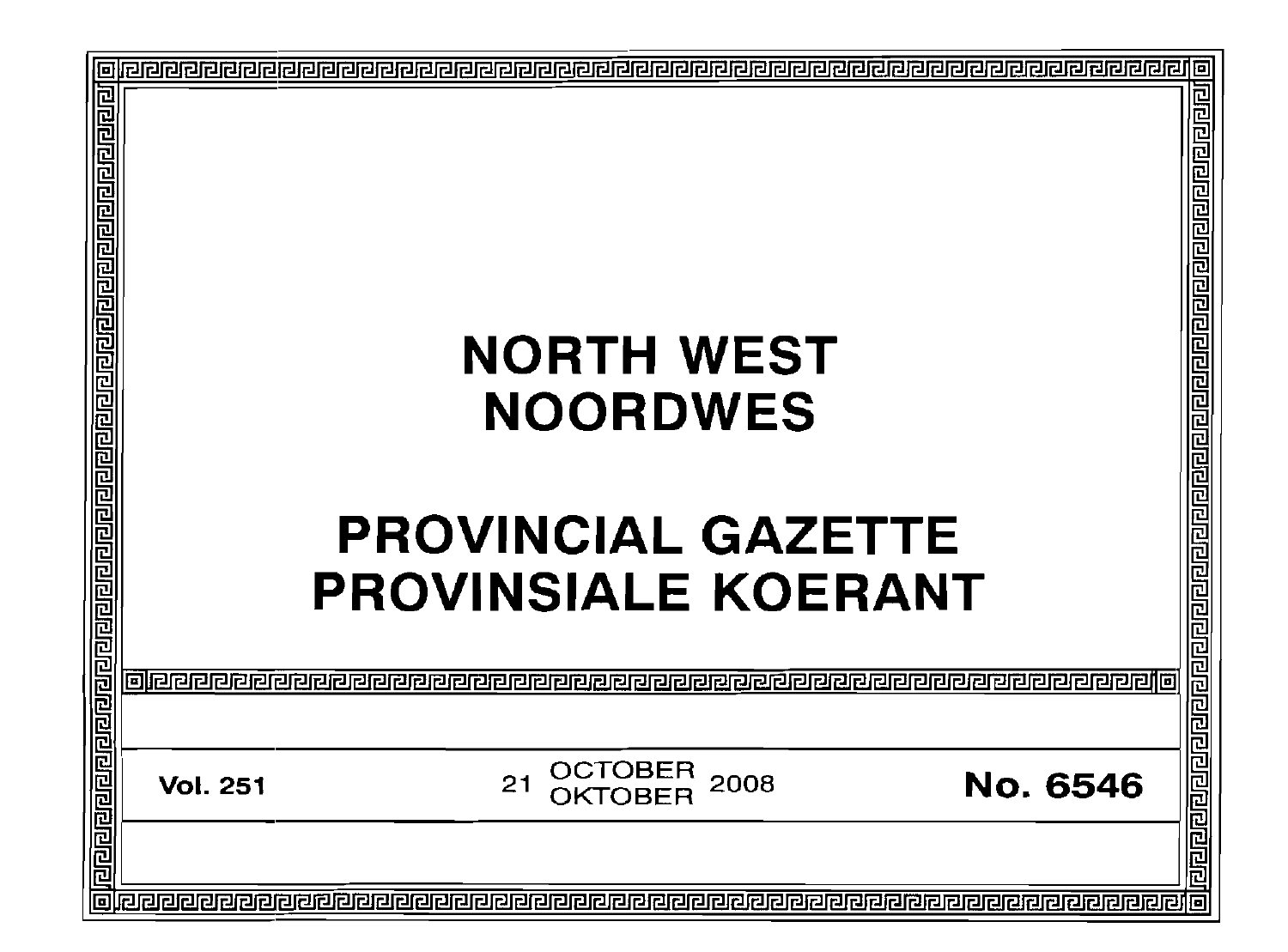# NORTH WEST
# NOORDWES

# PROVINCIAL GAZETTE
# PROVINSIALE KOERANT

**Vol. 251** | 21 OCTOBER / OKTOBER 2008 | **No. 6546**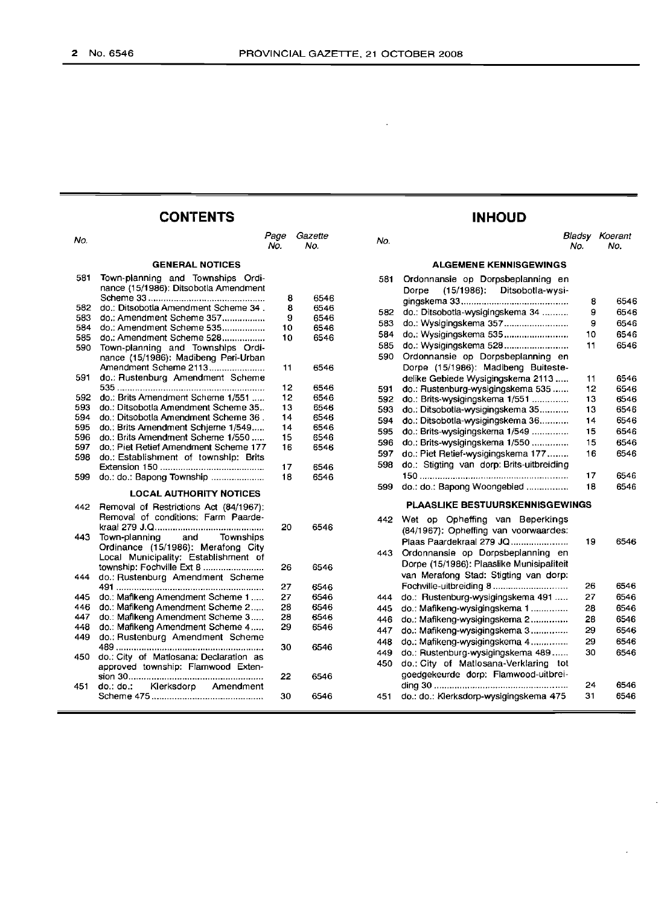## CONTENTS

| No. | | Page No. | Gazette No. |
|---|---|---|---|
| | **GENERAL NOTICES** | | |
| 581 | Town-planning and Townships Ordinance (15/1986): Ditsobotla Amendment Scheme 33 | 8 | 6546 |
| 582 | do.: Ditsobotla Amendment Scheme 34 | 8 | 6546 |
| 583 | do.: Amendment Scheme 357 | 9 | 6546 |
| 584 | do.: Amendment Scheme 535 | 10 | 6546 |
| 585 | do.: Amendment Scheme 528 | 10 | 6546 |
| 590 | Town-planning and Townships Ordinance (15/1986): Madibeng Peri-Urban Amendment Scheme 2113 | 11 | 6546 |
| 591 | do.: Rustenburg Amendment Scheme 535 | 12 | 6546 |
| 592 | do.: Brits Amendment Scheme 1/551 | 12 | 6546 |
| 593 | do.: Ditsobotla Amendment Scheme 35 | 13 | 6546 |
| 594 | do.: Ditsobotla Amendment Scheme 36 | 14 | 6546 |
| 595 | do.: Brits Amendment Schjeme 1/549 | 14 | 6546 |
| 596 | do.: Brits Amendment Scheme 1/550 | 15 | 6546 |
| 597 | do.: Piet Retief Amendment Scheme 177 | 16 | 6546 |
| 598 | do.: Establishment of township: Brits Extension 150 | 17 | 6546 |
| 599 | do.: do.: Bapong Township | 18 | 6546 |
| | **LOCAL AUTHORITY NOTICES** | | |
| 442 | Removal of Restrictions Act (84/1967): Removal of conditions: Farm Paardekraal 279 J.Q | 20 | 6546 |
| 443 | Town-planning and Townships Ordinance (15/1986): Merafong City Local Municipality: Establishment of township: Fochville Ext 8 | 26 | 6546 |
| 444 | do.: Rustenburg Amendment Scheme 491 | 27 | 6546 |
| 445 | do.: Mafikeng Amendment Scheme 1 | 27 | 6546 |
| 446 | do.: Mafikeng Amendment Scheme 2 | 28 | 6546 |
| 447 | do.: Mafikeng Amendment Scheme 3 | 28 | 6546 |
| 448 | do.: Mafikeng Amendment Scheme 4 | 29 | 6546 |
| 449 | do.: Rustenburg Amendment Scheme 489 | 30 | 6546 |
| 450 | do.: City of Matlosana: Declaration as approved township: Flamwood Extension 30 | 22 | 6546 |
| 451 | do.: do.: Klerksdorp Amendment Scheme 475 | 30 | 6546 |

## INHOUD

| No. | | Bladsy No. | Koerant No. |
|---|---|---|---|
| | **ALGEMENE KENNISGEWINGS** | | |
| 581 | Ordonnansie op Dorpsbeplanning en Dorpe (15/1986): Ditsobotla-wysigingskema 33 | 8 | 6546 |
| 582 | do.: Ditsobotla-wysigingskema 34 | 9 | 6546 |
| 583 | do.: Wysigingskema 357 | 9 | 6546 |
| 584 | do.: Wysigingskema 535 | 10 | 6546 |
| 585 | do.: Wysigingskema 528 | 11 | 6546 |
| 590 | Ordonnansie op Dorpsbeplanning en Dorpe (15/1986): Madibeng Buitestedelike Gebiede Wysigingskema 2113 | 11 | 6546 |
| 591 | do.: Rustenburg-wysigingskema 535 | 12 | 6546 |
| 592 | do.: Brits-wysigingskema 1/551 | 13 | 6546 |
| 593 | do.: Ditsobotla-wysigingskema 35 | 13 | 6546 |
| 594 | do.: Ditsobotla-wysigingskema 36 | 14 | 6546 |
| 595 | do.: Brits-wysigingskema 1/549 | 15 | 6546 |
| 596 | do.: Brits-wysigingskema 1/550 | 15 | 6546 |
| 597 | do.: Piet Retief-wysigingskema 177 | 16 | 6546 |
| 598 | do.: Stigting van dorp: Brits-uitbreiding 150 | 17 | 6546 |
| 599 | do.: do.: Bapong Woongebied | 18 | 6546 |
| | **PLAASLIKE BESTUURSKENNISGEWINGS** | | |
| 442 | Wet op Opheffing van Beperkings (84/1967): Opheffing van voorwaardes: Plaas Paardekraal 279 JQ | 19 | 6546 |
| 443 | Ordonnansie op Dorpsbeplanning en Dorpe (15/1986): Plaaslike Munisipaliteit van Merafong Stad: Stigting van dorp: Fochville-uitbreiding 8 | 26 | 6546 |
| 444 | do.: Rustenburg-wysigingskema 491 | 27 | 6546 |
| 445 | do.: Mafikeng-wysigingskema 1 | 28 | 6546 |
| 446 | do.: Mafikeng-wysigingskema 2 | 28 | 6546 |
| 447 | do.: Mafikeng-wysigingskema 3 | 29 | 6546 |
| 448 | do.: Mafikeng-wysigingskema 4 | 29 | 6546 |
| 449 | do.: Rustenburg-wysigingskema 489 | 30 | 6546 |
| 450 | do.: City of Matlosana-Verklaring tot goedgekeurde dorp: Flamwood-uitbreiding 30 | 24 | 6546 |
| 451 | do.: do.: Klerksdorp-wysigingskema 475 | 31 | 6546 |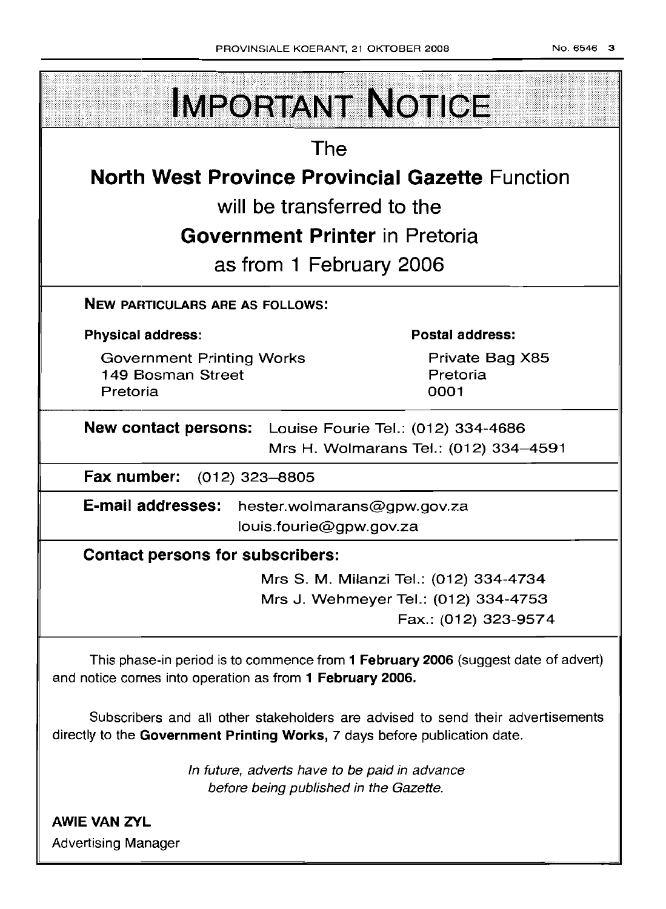# IMPORTANT NOTICE

The

**North West Province Provincial Gazette** Function

will be transferred to the

**Government Printer** in Pretoria

as from 1 February 2006

**NEW PARTICULARS ARE AS FOLLOWS:**

**Physical address:**

Government Printing Works
149 Bosman Street
Pretoria

**Postal address:**

Private Bag X85
Pretoria
0001

**New contact persons:** Louise Fourie Tel.: (012) 334-4686
Mrs H. Wolmarans Tel.: (012) 334–4591

**Fax number:** (012) 323–8805

**E-mail addresses:** hester.wolmarans@gpw.gov.za
louis.fourie@gpw.gov.za

**Contact persons for subscribers:**

Mrs S. M. Milanzi Tel.: (012) 334-4734
Mrs J. Wehmeyer Tel.: (012) 334-4753
Fax.: (012) 323-9574

This phase-in period is to commence from **1 February 2006** (suggest date of advert) and notice comes into operation as from **1 February 2006.**

Subscribers and all other stakeholders are advised to send their advertisements directly to the **Government Printing Works,** 7 days before publication date.

*In future, adverts have to be paid in advance before being published in the Gazette.*

**AWIE VAN ZYL**
Advertising Manager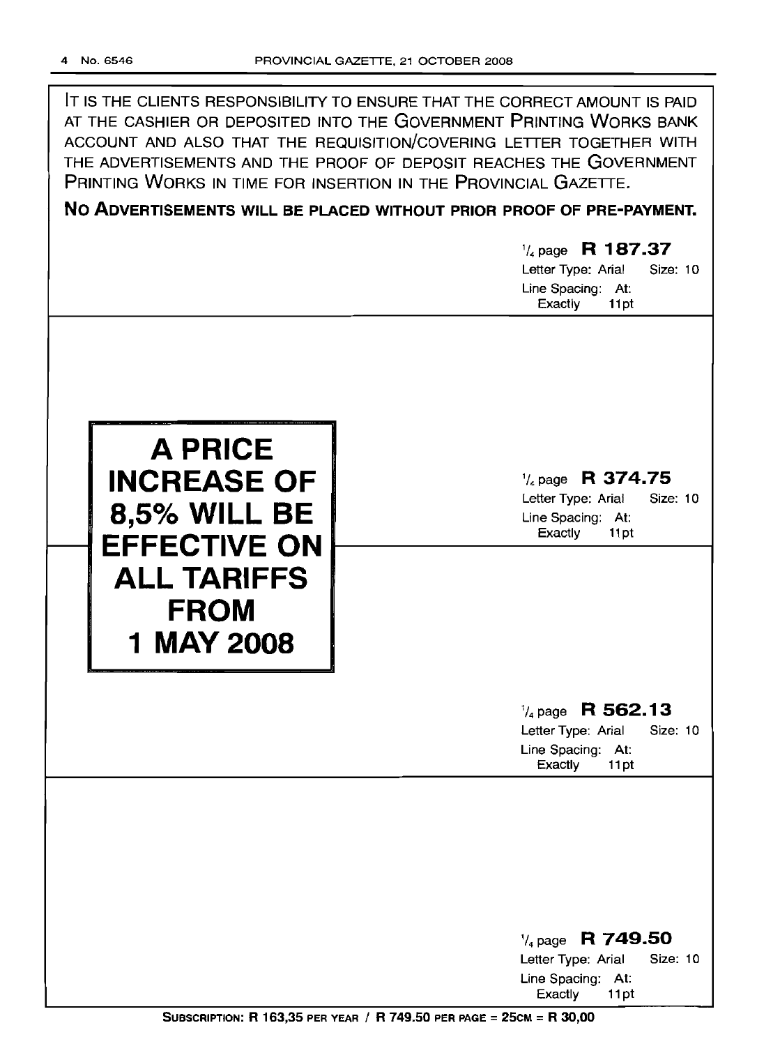IT IS THE CLIENTS RESPONSIBILITY TO ENSURE THAT THE CORRECT AMOUNT IS PAID AT THE CASHIER OR DEPOSITED INTO THE GOVERNMENT PRINTING WORKS BANK ACCOUNT AND ALSO THAT THE REQUISITION/COVERING LETTER TOGETHER WITH THE ADVERTISEMENTS AND THE PROOF OF DEPOSIT REACHES THE GOVERNMENT PRINTING WORKS IN TIME FOR INSERTION IN THE PROVINCIAL GAZETTE.

**NO ADVERTISEMENTS WILL BE PLACED WITHOUT PRIOR PROOF OF PRE-PAYMENT.**

1/4 page **R 187.37**
Letter Type: Arial Size: 10
Line Spacing: At:
Exactly 11pt

**A PRICE INCREASE OF 8,5% WILL BE EFFECTIVE ON ALL TARIFFS FROM 1 MAY 2008**

1/4 page **R 374.75**
Letter Type: Arial Size: 10
Line Spacing: At:
Exactly 11pt

1/4 page **R 562.13**
Letter Type: Arial Size: 10
Line Spacing: At:
Exactly 11pt

1/4 page **R 749.50**
Letter Type: Arial Size: 10
Line Spacing: At:
Exactly 11pt

**SUBSCRIPTION: R 163,35 PER YEAR / R 749.50 PER PAGE = 25CM = R 30,00**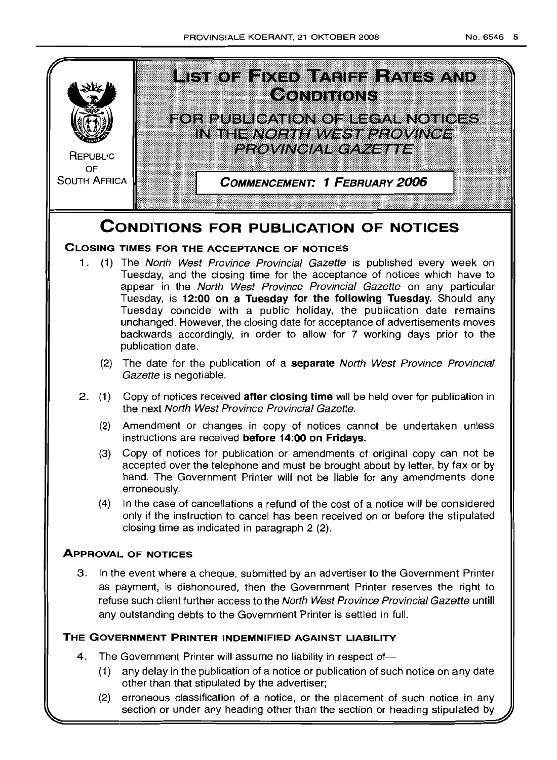REPUBLIC OF SOUTH AFRICA

# LIST OF FIXED TARIFF RATES AND CONDITIONS

## FOR PUBLICATION OF LEGAL NOTICES IN THE *NORTH WEST PROVINCE PROVINCIAL GAZETTE*

**COMMENCEMENT: 1 FEBRUARY 2006**

# CONDITIONS FOR PUBLICATION OF NOTICES

### CLOSING TIMES FOR THE ACCEPTANCE OF NOTICES

1. (1) The *North West Province Provincial Gazette* is published every week on Tuesday, and the closing time for the acceptance of notices which have to appear in the *North West Province Provincial Gazette* on any particular Tuesday, is **12:00 on a Tuesday for the following Tuesday.** Should any Tuesday coincide with a public holiday, the publication date remains unchanged. However, the closing date for acceptance of advertisements moves backwards accordingly, in order to allow for 7 working days prior to the publication date.

   (2) The date for the publication of a **separate** *North West Province Provincial Gazette* is negotiable.

2. (1) Copy of notices received **after closing time** will be held over for publication in the next *North West Province Provincial Gazette.*

   (2) Amendment or changes in copy of notices cannot be undertaken unless instructions are received **before 14:00 on Fridays.**

   (3) Copy of notices for publication or amendments of original copy can not be accepted over the telephone and must be brought about by letter, by fax or by hand. The Government Printer will not be liable for any amendments done erroneously.

   (4) In the case of cancellations a refund of the cost of a notice will be considered only if the instruction to cancel has been received on or before the stipulated closing time as indicated in paragraph 2 (2).

### APPROVAL OF NOTICES

3. In the event where a cheque, submitted by an advertiser to the Government Printer as payment, is dishonoured, then the Government Printer reserves the right to refuse such client further access to the *North West Province Provincial Gazette* untill any outstanding debts to the Government Printer is settled in full.

### THE GOVERNMENT PRINTER INDEMNIFIED AGAINST LIABILITY

4. The Government Printer will assume no liability in respect of—

   (1) any delay in the publication of a notice or publication of such notice on any date other than that stipulated by the advertiser;

   (2) erroneous classification of a notice, or the placement of such notice in any section or under any heading other than the section or heading stipulated by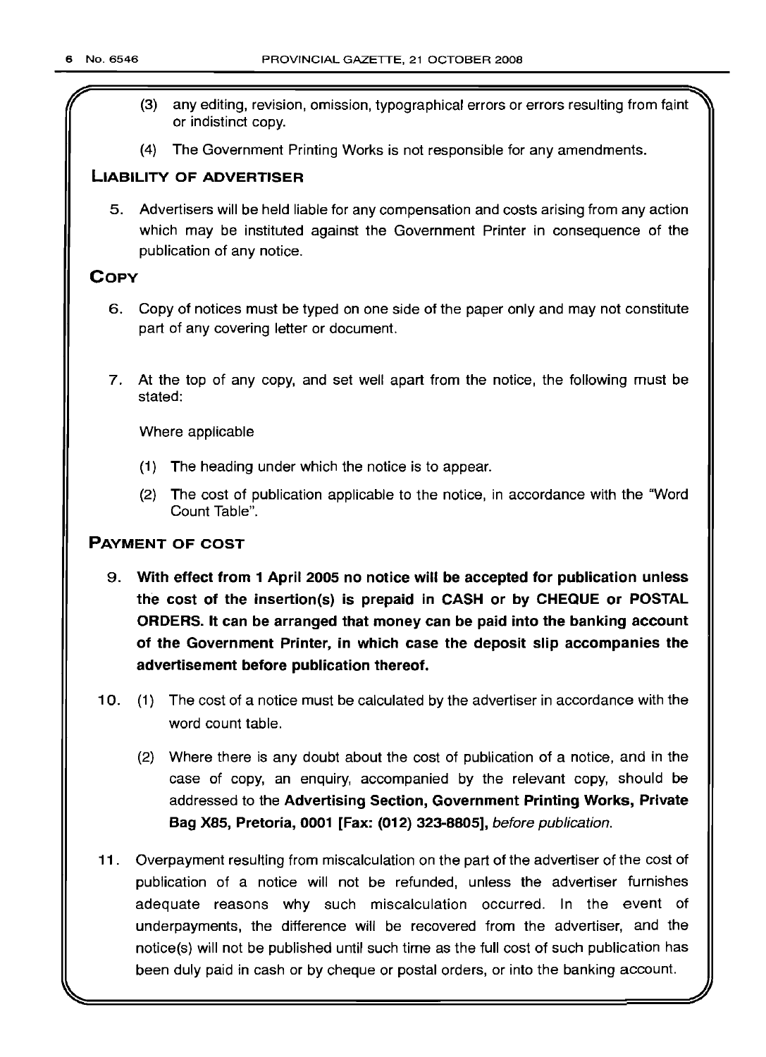(3) any editing, revision, omission, typographical errors or errors resulting from faint or indistinct copy.

(4) The Government Printing Works is not responsible for any amendments.

## LIABILITY OF ADVERTISER

5. Advertisers will be held liable for any compensation and costs arising from any action which may be instituted against the Government Printer in consequence of the publication of any notice.

## COPY

6. Copy of notices must be typed on one side of the paper only and may not constitute part of any covering letter or document.

7. At the top of any copy, and set well apart from the notice, the following must be stated:

Where applicable

(1) The heading under which the notice is to appear.

(2) The cost of publication applicable to the notice, in accordance with the "Word Count Table".

## PAYMENT OF COST

9. **With effect from 1 April 2005 no notice will be accepted for publication unless the cost of the insertion(s) is prepaid in CASH or by CHEQUE or POSTAL ORDERS. It can be arranged that money can be paid into the banking account of the Government Printer, in which case the deposit slip accompanies the advertisement before publication thereof.**

10. (1) The cost of a notice must be calculated by the advertiser in accordance with the word count table.

(2) Where there is any doubt about the cost of publication of a notice, and in the case of copy, an enquiry, accompanied by the relevant copy, should be addressed to the **Advertising Section, Government Printing Works, Private Bag X85, Pretoria, 0001 [Fax: (012) 323-8805]**, *before publication*.

11. Overpayment resulting from miscalculation on the part of the advertiser of the cost of publication of a notice will not be refunded, unless the advertiser furnishes adequate reasons why such miscalculation occurred. In the event of underpayments, the difference will be recovered from the advertiser, and the notice(s) will not be published until such time as the full cost of such publication has been duly paid in cash or by cheque or postal orders, or into the banking account.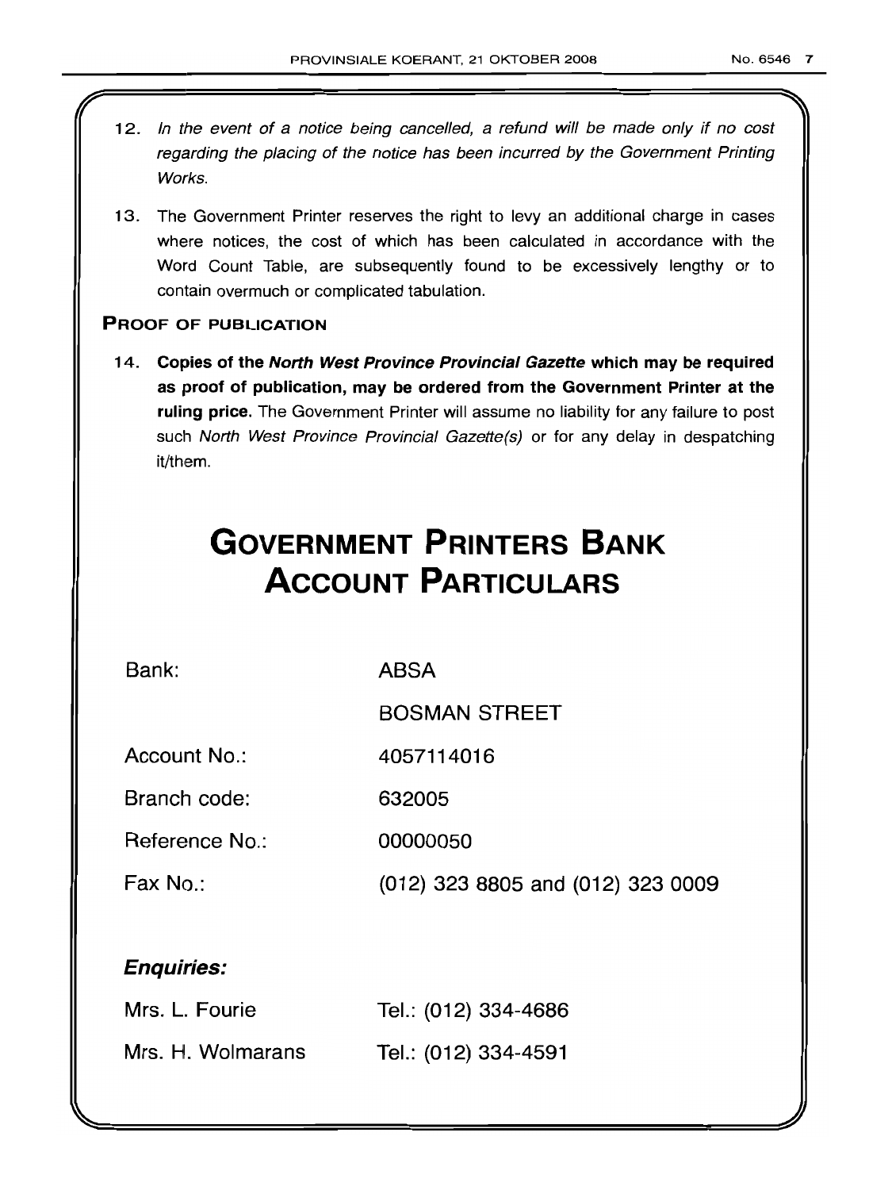12. *In the event of a notice being cancelled, a refund will be made only if no cost regarding the placing of the notice has been incurred by the Government Printing Works.*

13. The Government Printer reserves the right to levy an additional charge in cases where notices, the cost of which has been calculated in accordance with the Word Count Table, are subsequently found to be excessively lengthy or to contain overmuch or complicated tabulation.

**PROOF OF PUBLICATION**

14. **Copies of the *North West Province Provincial Gazette* which may be required as proof of publication, may be ordered from the Government Printer at the ruling price.** The Government Printer will assume no liability for any failure to post such *North West Province Provincial Gazette(s)* or for any delay in despatching it/them.

# GOVERNMENT PRINTERS BANK ACCOUNT PARTICULARS

| | |
|---|---|
| Bank: | ABSA |
| | BOSMAN STREET |
| Account No.: | 4057114016 |
| Branch code: | 632005 |
| Reference No.: | 00000050 |
| Fax No.: | (012) 323 8805 and (012) 323 0009 |

***Enquiries:***

| | |
|---|---|
| Mrs. L. Fourie | Tel.: (012) 334-4686 |
| Mrs. H. Wolmarans | Tel.: (012) 334-4591 |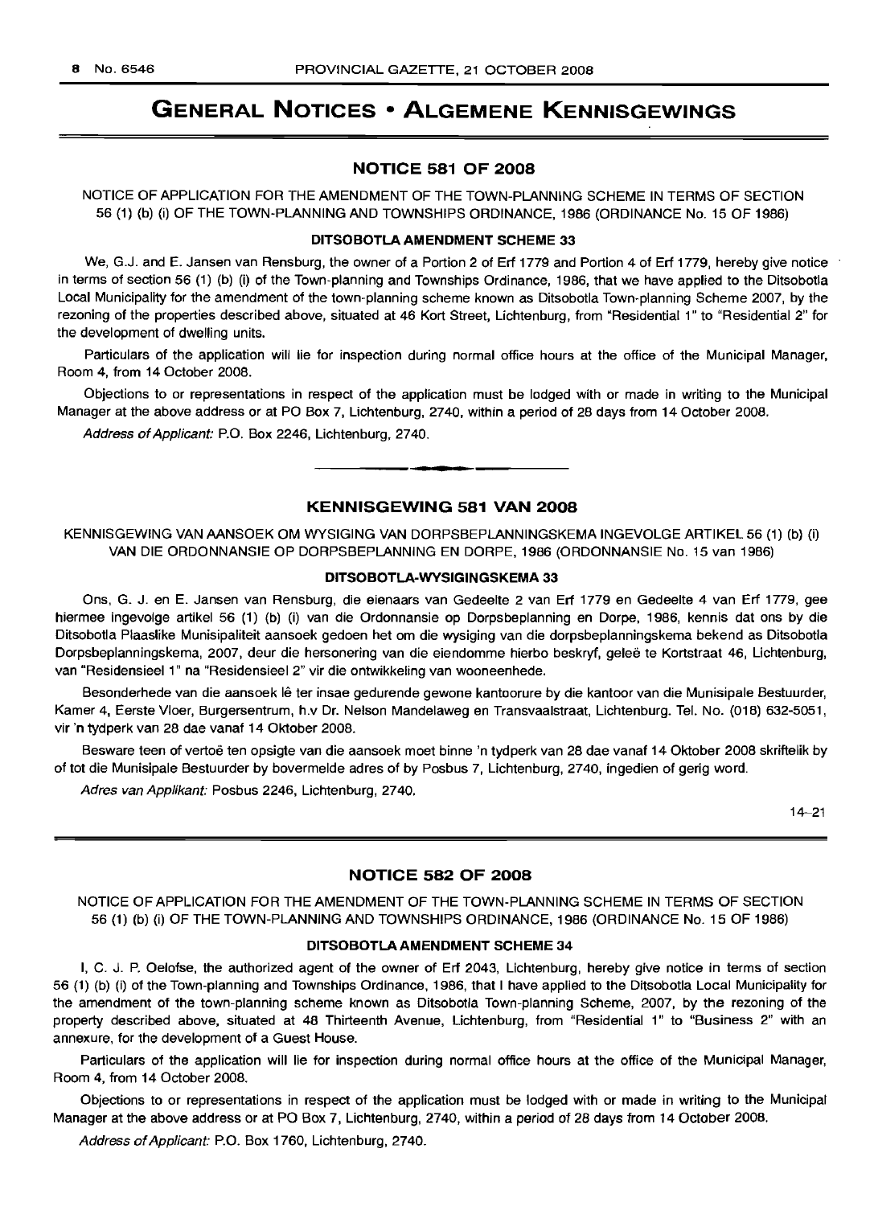# GENERAL NOTICES • ALGEMENE KENNISGEWINGS

## NOTICE 581 OF 2008

NOTICE OF APPLICATION FOR THE AMENDMENT OF THE TOWN-PLANNING SCHEME IN TERMS OF SECTION 56 (1) (b) (i) OF THE TOWN-PLANNING AND TOWNSHIPS ORDINANCE, 1986 (ORDINANCE No. 15 OF 1986)

### DITSOBOTLA AMENDMENT SCHEME 33

We, G.J. and E. Jansen van Rensburg, the owner of a Portion 2 of Erf 1779 and Portion 4 of Erf 1779, hereby give notice in terms of section 56 (1) (b) (i) of the Town-planning and Townships Ordinance, 1986, that we have applied to the Ditsobotla Local Municipality for the amendment of the town-planning scheme known as Ditsobotla Town-planning Scheme 2007, by the rezoning of the properties described above, situated at 46 Kort Street, Lichtenburg, from "Residential 1" to "Residential 2" for the development of dwelling units.

Particulars of the application will lie for inspection during normal office hours at the office of the Municipal Manager, Room 4, from 14 October 2008.

Objections to or representations in respect of the application must be lodged with or made in writing to the Municipal Manager at the above address or at PO Box 7, Lichtenburg, 2740, within a period of 28 days from 14 October 2008.

*Address of Applicant:* P.O. Box 2246, Lichtenburg, 2740.

---

## KENNISGEWING 581 VAN 2008

KENNISGEWING VAN AANSOEK OM WYSIGING VAN DORPSBEPLANNINGSKEMA INGEVOLGE ARTIKEL 56 (1) (b) (i) VAN DIE ORDONNANSIE OP DORPSBEPLANNING EN DORPE, 1986 (ORDONNANSIE No. 15 van 1986)

### DITSOBOTLA-WYSIGINGSKEMA 33

Ons, G. J. en E. Jansen van Rensburg, die eienaars van Gedeelte 2 van Erf 1779 en Gedeelte 4 van Erf 1779, gee hiermee ingevolge artikel 56 (1) (b) (i) van die Ordonnansie op Dorpsbeplanning en Dorpe, 1986, kennis dat ons by die Ditsobotla Plaaslike Munisipaliteit aansoek gedoen het om die wysiging van die dorpsbeplanningskema bekend as Ditsobotla Dorpsbeplanningskema, 2007, deur die hersonering van die eiendomme hierbo beskryf, geleë te Kortstraat 46, Lichtenburg, van "Residensieel 1" na "Residensieel 2" vir die ontwikkeling van wooneenhede.

Besonderhede van die aansoek lê ter insae gedurende gewone kantoorure by die kantoor van die Munisipale Bestuurder, Kamer 4, Eerste Vloer, Burgersentrum, h.v Dr. Nelson Mandelaweg en Transvaalstraat, Lichtenburg. Tel. No. (018) 632-5051, vir 'n tydperk van 28 dae vanaf 14 Oktober 2008.

Besware teen of vertoë ten opsigte van die aansoek moet binne 'n tydperk van 28 dae vanaf 14 Oktober 2008 skriftelik by of tot die Munisipale Bestuurder by bovermelde adres of by Posbus 7, Lichtenburg, 2740, ingedien of gerig word.

*Adres van Applikant:* Posbus 2246, Lichtenburg, 2740.

14–21

---

## NOTICE 582 OF 2008

NOTICE OF APPLICATION FOR THE AMENDMENT OF THE TOWN-PLANNING SCHEME IN TERMS OF SECTION 56 (1) (b) (i) OF THE TOWN-PLANNING AND TOWNSHIPS ORDINANCE, 1986 (ORDINANCE No. 15 OF 1986)

### DITSOBOTLA AMENDMENT SCHEME 34

I, C. J. P. Oelofse, the authorized agent of the owner of Erf 2043, Lichtenburg, hereby give notice in terms of section 56 (1) (b) (i) of the Town-planning and Townships Ordinance, 1986, that I have applied to the Ditsobotla Local Municipality for the amendment of the town-planning scheme known as Ditsobotla Town-planning Scheme, 2007, by the rezoning of the property described above, situated at 48 Thirteenth Avenue, Lichtenburg, from "Residential 1" to "Business 2" with an annexure, for the development of a Guest House.

Particulars of the application will lie for inspection during normal office hours at the office of the Municipal Manager, Room 4, from 14 October 2008.

Objections to or representations in respect of the application must be lodged with or made in writing to the Municipal Manager at the above address or at PO Box 7, Lichtenburg, 2740, within a period of 28 days from 14 October 2008.

*Address of Applicant:* P.O. Box 1760, Lichtenburg, 2740.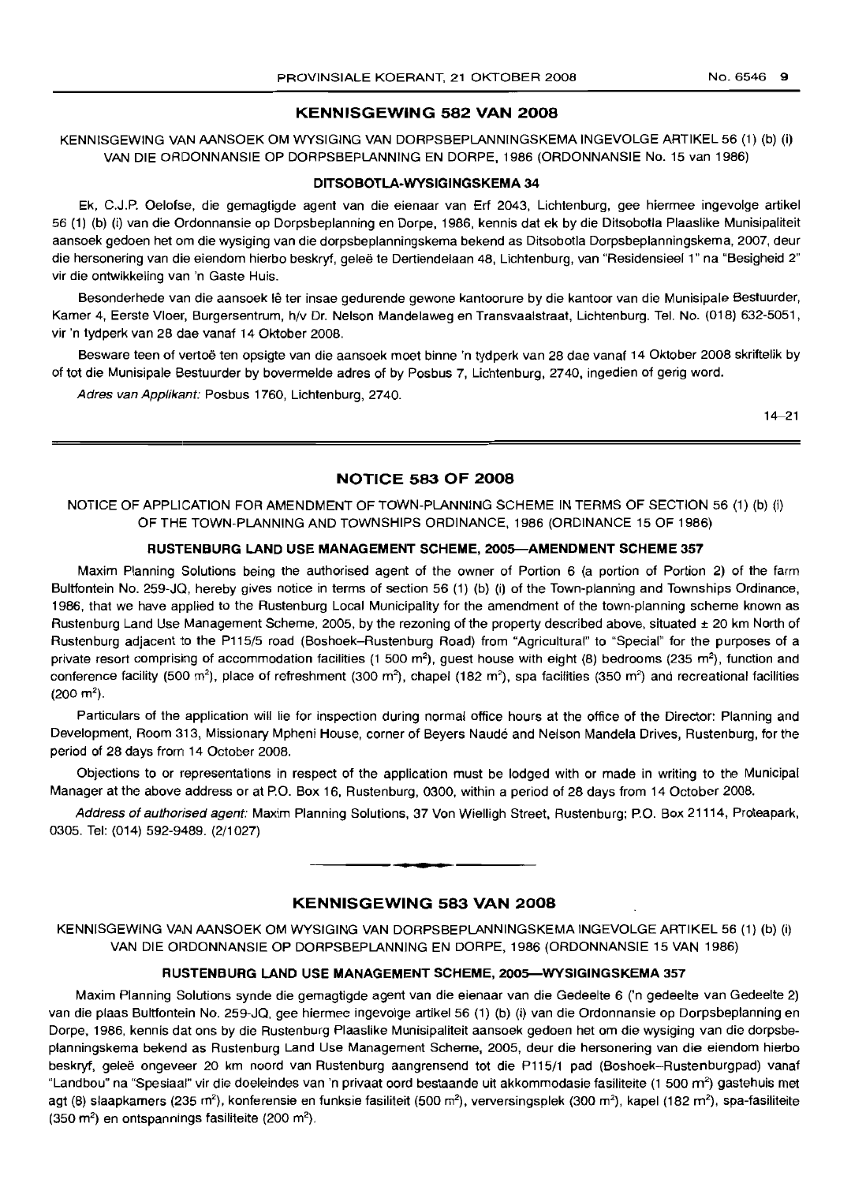## KENNISGEWING 582 VAN 2008

KENNISGEWING VAN AANSOEK OM WYSIGING VAN DORPSBEPLANNINGSKEMA INGEVOLGE ARTIKEL 56 (1) (b) (i) VAN DIE ORDONNANSIE OP DORPSBEPLANNING EN DORPE, 1986 (ORDONNANSIE No. 15 van 1986)

### DITSOBOTLA-WYSIGINGSKEMA 34

Ek, C.J.P. Oelofse, die gemagtigde agent van die eienaar van Erf 2043, Lichtenburg, gee hiermee ingevolge artikel 56 (1) (b) (i) van die Ordonnansie op Dorpsbeplanning en Dorpe, 1986, kennis dat ek by die Ditsobotla Plaaslike Munisipaliteit aansoek gedoen het om die wysiging van die dorpsbeplanningskema bekend as Ditsobotla Dorpsbeplanningskema, 2007, deur die hersonering van die eiendom hierbo beskryf, geleë te Dertiendelaan 48, Lichtenburg, van "Residensieel 1" na "Besigheid 2" vir die ontwikkeling van 'n Gaste Huis.

Besonderhede van die aansoek lê ter insae gedurende gewone kantoorure by die kantoor van die Munisipale Bestuurder, Kamer 4, Eerste Vloer, Burgersentrum, h/v Dr. Nelson Mandelaweg en Transvaalstraat, Lichtenburg. Tel. No. (018) 632-5051, vir 'n tydperk van 28 dae vanaf 14 Oktober 2008.

Besware teen of vertoë ten opsigte van die aansoek moet binne 'n tydperk van 28 dae vanaf 14 Oktober 2008 skriftelik by of tot die Munisipale Bestuurder by bovermelde adres of by Posbus 7, Lichtenburg, 2740, ingedien of gerig word.

*Adres van Applikant:* Posbus 1760, Lichtenburg, 2740.

14–21

## NOTICE 583 OF 2008

NOTICE OF APPLICATION FOR AMENDMENT OF TOWN-PLANNING SCHEME IN TERMS OF SECTION 56 (1) (b) (i) OF THE TOWN-PLANNING AND TOWNSHIPS ORDINANCE, 1986 (ORDINANCE 15 OF 1986)

### RUSTENBURG LAND USE MANAGEMENT SCHEME, 2005—AMENDMENT SCHEME 357

Maxim Planning Solutions being the authorised agent of the owner of Portion 6 (a portion of Portion 2) of the farm Bultfontein No. 259-JQ, hereby gives notice in terms of section 56 (1) (b) (i) of the Town-planning and Townships Ordinance, 1986, that we have applied to the Rustenburg Local Municipality for the amendment of the town-planning scheme known as Rustenburg Land Use Management Scheme, 2005, by the rezoning of the property described above, situated ± 20 km North of Rustenburg adjacent to the P115/5 road (Boshoek–Rustenburg Road) from "Agricultural" to "Special" for the purposes of a private resort comprising of accommodation facilities (1 500 m²), guest house with eight (8) bedrooms (235 m²), function and conference facility (500 m²), place of refreshment (300 m²), chapel (182 m²), spa facilities (350 m²) and recreational facilities (200 m²).

Particulars of the application will lie for inspection during normal office hours at the office of the Director: Planning and Development, Room 313, Missionary Mpheni House, corner of Beyers Naudé and Nelson Mandela Drives, Rustenburg, for the period of 28 days from 14 October 2008.

Objections to or representations in respect of the application must be lodged with or made in writing to the Municipal Manager at the above address or at P.O. Box 16, Rustenburg, 0300, within a period of 28 days from 14 October 2008.

*Address of authorised agent:* Maxim Planning Solutions, 37 Von Wielligh Street, Rustenburg; P.O. Box 21114, Proteapark, 0305. Tel: (014) 592-9489. (2/1027)

## KENNISGEWING 583 VAN 2008

KENNISGEWING VAN AANSOEK OM WYSIGING VAN DORPSBEPLANNINGSKEMA INGEVOLGE ARTIKEL 56 (1) (b) (i) VAN DIE ORDONNANSIE OP DORPSBEPLANNING EN DORPE, 1986 (ORDONNANSIE 15 VAN 1986)

### RUSTENBURG LAND USE MANAGEMENT SCHEME, 2005—WYSIGINGSKEMA 357

Maxim Planning Solutions synde die gemagtigde agent van die eienaar van die Gedeelte 6 ('n gedeelte van Gedeelte 2) van die plaas Bultfontein No. 259-JQ, gee hiermee ingevolge artikel 56 (1) (b) (i) van die Ordonnansie op Dorpsbeplanning en Dorpe, 1986, kennis dat ons by die Rustenburg Plaaslike Munisipaliteit aansoek gedoen het om die wysiging van die dorpsbeplanningskema bekend as Rustenburg Land Use Management Scheme, 2005, deur die hersonering van die eiendom hierbo beskryf, geleë ongeveer 20 km noord van Rustenburg aangrensend tot die P115/1 pad (Boshoek–Rustenburgpad) vanaf "Landbou" na "Spesiaal" vir die doeleindes van 'n privaat oord bestaande uit akkommodasie fasiliteite (1 500 m²) gastehuis met agt (8) slaapkamers (235 m²), konferensie en funksie fasiliteit (500 m²), verversingsplek (300 m²), kapel (182 m²), spa-fasiliteite (350 m²) en ontspannings fasiliteite (200 m²).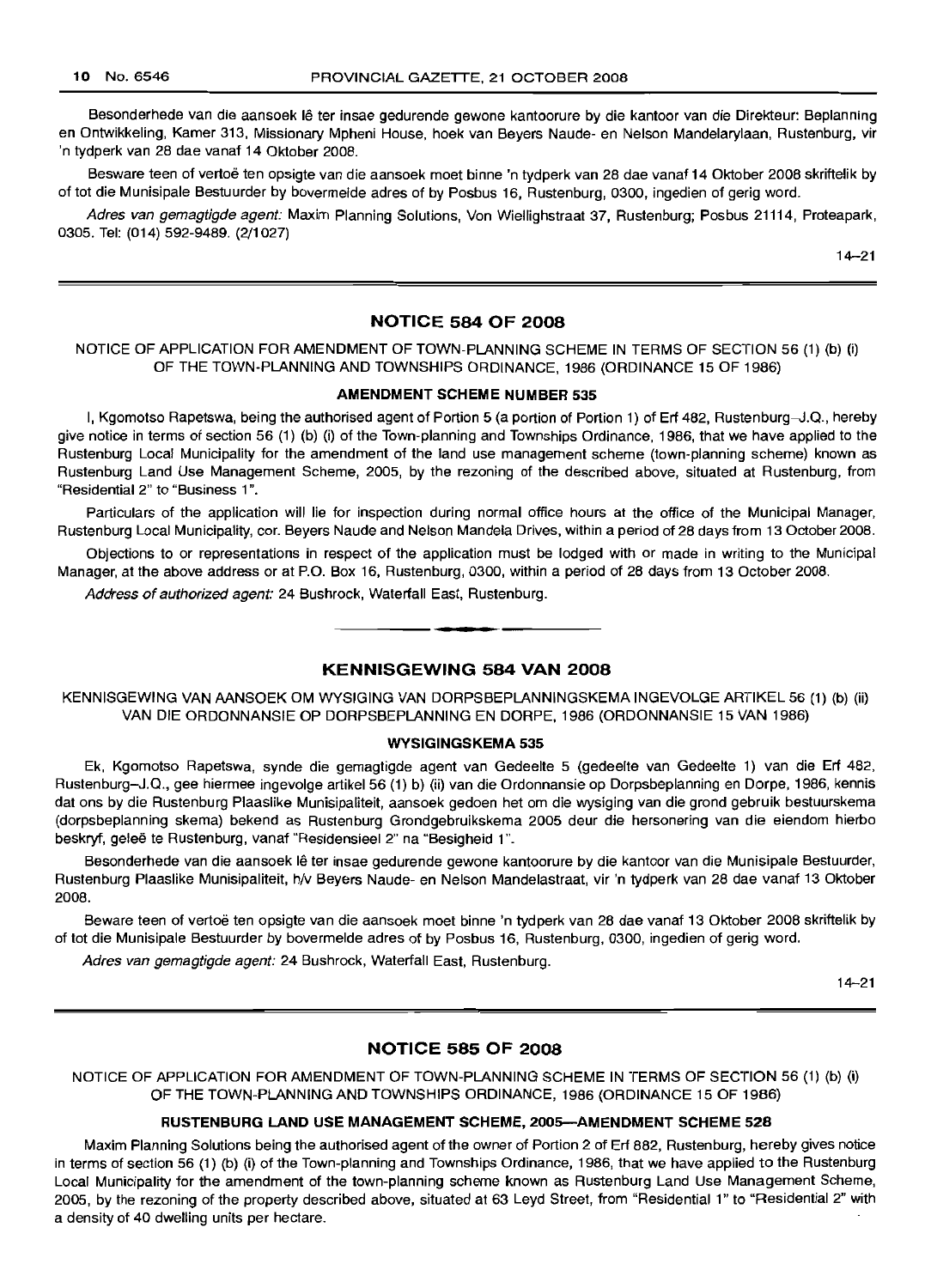Besonderhede van die aansoek lê ter insae gedurende gewone kantoorure by die kantoor van die Direkteur: Beplanning en Ontwikkeling, Kamer 313, Missionary Mpheni House, hoek van Beyers Naude- en Nelson Mandelarylaan, Rustenburg, vir 'n tydperk van 28 dae vanaf 14 Oktober 2008.

Besware teen of vertoë ten opsigte van die aansoek moet binne 'n tydperk van 28 dae vanaf 14 Oktober 2008 skriftelik by of tot die Munisipale Bestuurder by bovermelde adres of by Posbus 16, Rustenburg, 0300, ingedien of gerig word.

*Adres van gemagtigde agent:* Maxim Planning Solutions, Von Wiellighstraat 37, Rustenburg; Posbus 21114, Proteapark, 0305. Tel: (014) 592-9489. (2/1027)

14–21

## NOTICE 584 OF 2008

NOTICE OF APPLICATION FOR AMENDMENT OF TOWN-PLANNING SCHEME IN TERMS OF SECTION 56 (1) (b) (i) OF THE TOWN-PLANNING AND TOWNSHIPS ORDINANCE, 1986 (ORDINANCE 15 OF 1986)

### AMENDMENT SCHEME NUMBER 535

I, Kgomotso Rapetswa, being the authorised agent of Portion 5 (a portion of Portion 1) of Erf 482, Rustenburg–J.Q., hereby give notice in terms of section 56 (1) (b) (i) of the Town-planning and Townships Ordinance, 1986, that we have applied to the Rustenburg Local Municipality for the amendment of the land use management scheme (town-planning scheme) known as Rustenburg Land Use Management Scheme, 2005, by the rezoning of the described above, situated at Rustenburg, from "Residential 2" to "Business 1".

Particulars of the application will lie for inspection during normal office hours at the office of the Municipal Manager, Rustenburg Local Municipality, cor. Beyers Naude and Nelson Mandela Drives, within a period of 28 days from 13 October 2008.

Objections to or representations in respect of the application must be lodged with or made in writing to the Municipal Manager, at the above address or at P.O. Box 16, Rustenburg, 0300, within a period of 28 days from 13 October 2008.

*Address of authorized agent:* 24 Bushrock, Waterfall East, Rustenburg.

## KENNISGEWING 584 VAN 2008

KENNISGEWING VAN AANSOEK OM WYSIGING VAN DORPSBEPLANNINGSKEMA INGEVOLGE ARTIKEL 56 (1) (b) (ii) VAN DIE ORDONNANSIE OP DORPSBEPLANNING EN DORPE, 1986 (ORDONNANSIE 15 VAN 1986)

### WYSIGINGSKEMA 535

Ek, Kgomotso Rapetswa, synde die gemagtigde agent van Gedeelte 5 (gedeelte van Gedeelte 1) van die Erf 482, Rustenburg–J.Q., gee hiermee ingevolge artikel 56 (1) b) (ii) van die Ordonnansie op Dorpsbeplanning en Dorpe, 1986, kennis dat ons by die Rustenburg Plaaslike Munisipaliteit, aansoek gedoen het om die wysiging van die grond gebruik bestuurskema (dorpsbeplanning skema) bekend as Rustenburg Grondgebruikskema 2005 deur die hersonering van die eiendom hierbo beskryf, geleë te Rustenburg, vanaf "Residensieel 2" na "Besigheid 1".

Besonderhede van die aansoek lê ter insae gedurende gewone kantoorure by die kantoor van die Munisipale Bestuurder, Rustenburg Plaaslike Munisipaliteit, h/v Beyers Naude- en Nelson Mandelastraat, vir 'n tydperk van 28 dae vanaf 13 Oktober 2008.

Beware teen of vertoë ten opsigte van die aansoek moet binne 'n tydperk van 28 dae vanaf 13 Oktober 2008 skriftelik by of tot die Munisipale Bestuurder by bovermelde adres of by Posbus 16, Rustenburg, 0300, ingedien of gerig word.

*Adres van gemagtigde agent:* 24 Bushrock, Waterfall East, Rustenburg.

14–21

## NOTICE 585 OF 2008

NOTICE OF APPLICATION FOR AMENDMENT OF TOWN-PLANNING SCHEME IN TERMS OF SECTION 56 (1) (b) (i) OF THE TOWN-PLANNING AND TOWNSHIPS ORDINANCE, 1986 (ORDINANCE 15 OF 1986)

### RUSTENBURG LAND USE MANAGEMENT SCHEME, 2005—AMENDMENT SCHEME 528

Maxim Planning Solutions being the authorised agent of the owner of Portion 2 of Erf 882, Rustenburg, hereby gives notice in terms of section 56 (1) (b) (i) of the Town-planning and Townships Ordinance, 1986, that we have applied to the Rustenburg Local Municipality for the amendment of the town-planning scheme known as Rustenburg Land Use Management Scheme, 2005, by the rezoning of the property described above, situated at 63 Leyd Street, from "Residential 1" to "Residential 2" with a density of 40 dwelling units per hectare.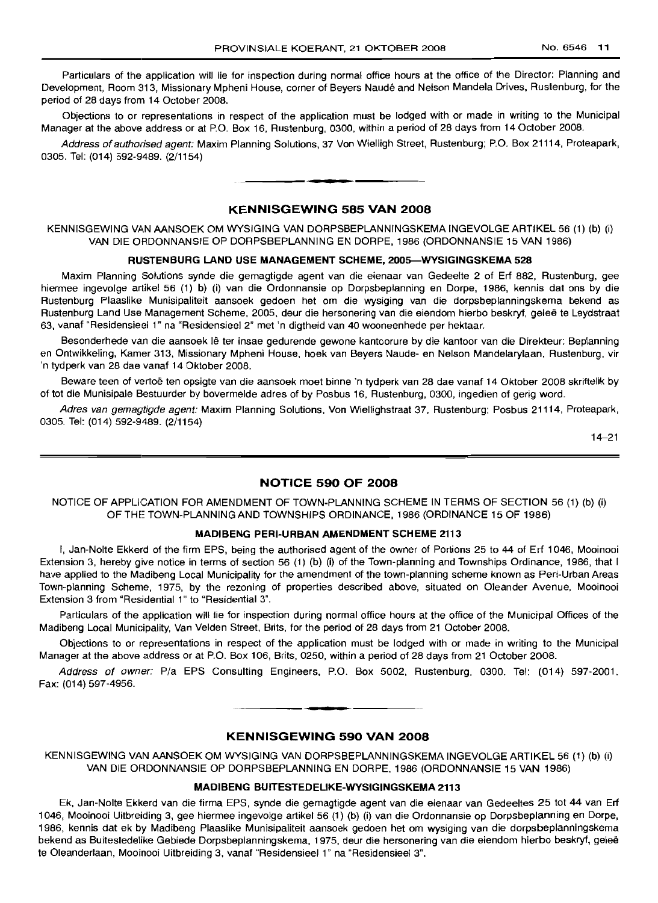Particulars of the application will lie for inspection during normal office hours at the office of the Director: Planning and Development, Room 313, Missionary Mpheni House, corner of Beyers Naudé and Nelson Mandela Drives, Rustenburg, for the period of 28 days from 14 October 2008.

Objections to or representations in respect of the application must be lodged with or made in writing to the Municipal Manager at the above address or at P.O. Box 16, Rustenburg, 0300, within a period of 28 days from 14 October 2008.

*Address of authorised agent:* Maxim Planning Solutions, 37 Von Wielligh Street, Rustenburg; P.O. Box 21114, Proteapark, 0305. Tel: (014) 592-9489. (2/1154)

## KENNISGEWING 585 VAN 2008

KENNISGEWING VAN AANSOEK OM WYSIGING VAN DORPSBEPLANNINGSKEMA INGEVOLGE ARTIKEL 56 (1) (b) (i) VAN DIE ORDONNANSIE OP DORPSBEPLANNING EN DORPE, 1986 (ORDONNANSIE 15 VAN 1986)

### RUSTENBURG LAND USE MANAGEMENT SCHEME, 2005—WYSIGINGSKEMA 528

Maxim Planning Solutions synde die gemagtigde agent van die eienaar van Gedeelte 2 of Erf 882, Rustenburg, gee hiermee ingevolge artikel 56 (1) b) (i) van die Ordonnansie op Dorpsbeplanning en Dorpe, 1986, kennis dat ons by die Rustenburg Plaaslike Munisipaliteit aansoek gedoen het om die wysiging van die dorpsbeplanningskema bekend as Rustenburg Land Use Management Scheme, 2005, deur die hersonering van die eiendom hierbo beskryf, geleë te Leydstraat 63, vanaf "Residensieel 1" na "Residensieel 2" met 'n digtheid van 40 wooneenhede per hektaar.

Besonderhede van die aansoek lê ter insae gedurende gewone kantoorure by die kantoor van die Direkteur: Beplanning en Ontwikkeling, Kamer 313, Missionary Mpheni House, hoek van Beyers Naude- en Nelson Mandelarylaan, Rustenburg, vir 'n tydperk van 28 dae vanaf 14 Oktober 2008.

Beware teen of vertoë ten opsigte van die aansoek moet binne 'n tydperk van 28 dae vanaf 14 Oktober 2008 skriftelik by of tot die Munisipale Bestuurder by bovermelde adres of by Posbus 16, Rustenburg, 0300, ingedien of gerig word.

*Adres van gemagtigde agent:* Maxim Planning Solutions, Von Wiellighstraat 37, Rustenburg; Posbus 21114, Proteapark, 0305. Tel: (014) 592-9489. (2/1154)

14–21

## NOTICE 590 OF 2008

NOTICE OF APPLICATION FOR AMENDMENT OF TOWN-PLANNING SCHEME IN TERMS OF SECTION 56 (1) (b) (i) OF THE TOWN-PLANNING AND TOWNSHIPS ORDINANCE, 1986 (ORDINANCE 15 OF 1986)

### MADIBENG PERI-URBAN AMENDMENT SCHEME 2113

I, Jan-Nolte Ekkerd of the firm EPS, being the authorised agent of the owner of Portions 25 to 44 of Erf 1046, Mooinooi Extension 3, hereby give notice in terms of section 56 (1) (b) (i) of the Town-planning and Townships Ordinance, 1986, that I have applied to the Madibeng Local Municipality for the amendment of the town-planning scheme known as Peri-Urban Areas Town-planning Scheme, 1975, by the rezoning of properties described above, situated on Oleander Avenue, Mooinooi Extension 3 from "Residential 1" to "Residential 3".

Particulars of the application will lie for inspection during normal office hours at the office of the Municipal Offices of the Madibeng Local Municipality, Van Velden Street, Brits, for the period of 28 days from 21 October 2008.

Objections to or representations in respect of the application must be lodged with or made in writing to the Municipal Manager at the above address or at P.O. Box 106, Brits, 0250, within a period of 28 days from 21 October 2008.

*Address of owner:* P/a EPS Consulting Engineers, P.O. Box 5002, Rustenburg, 0300. Tel: (014) 597-2001. Fax: (014) 597-4956.

## KENNISGEWING 590 VAN 2008

KENNISGEWING VAN AANSOEK OM WYSIGING VAN DORPSBEPLANNINGSKEMA INGEVOLGE ARTIKEL 56 (1) (b) (i) VAN DIE ORDONNANSIE OP DORPSBEPLANNING EN DORPE, 1986 (ORDONNANSIE 15 VAN 1986)

### MADIBENG BUITESTEDELIKE-WYSIGINGSKEMA 2113

Ek, Jan-Nolte Ekkerd van die firma EPS, synde die gemagtigde agent van die eienaar van Gedeeltes 25 tot 44 van Erf 1046, Mooinooi Uitbreiding 3, gee hiermee ingevolge artikel 56 (1) (b) (i) van die Ordonnansie op Dorpsbeplanning en Dorpe, 1986, kennis dat ek by Madibeng Plaaslike Munisipaliteit aansoek gedoen het om wysiging van die dorpsbeplanningskema bekend as Buitestedelike Gebiede Dorpsbeplanningskema, 1975, deur die hersonering van die eiendom hierbo beskryf, geleë te Oleanderlaan, Mooinooi Uitbreiding 3, vanaf "Residensieel 1" na "Residensieel 3".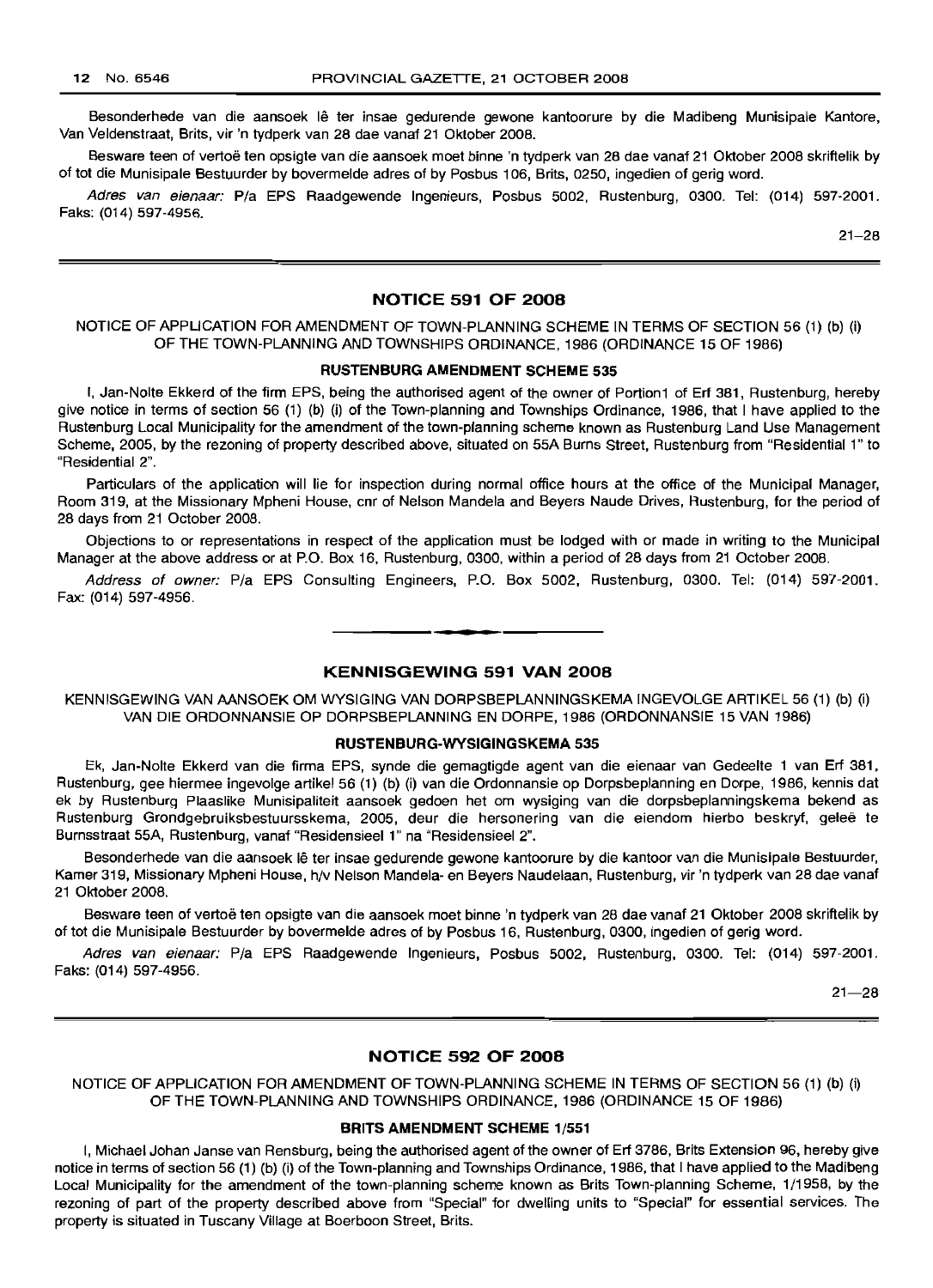Besonderhede van die aansoek lê ter insae gedurende gewone kantoorure by die Madibeng Munisipale Kantore, Van Veldenstraat, Brits, vir 'n tydperk van 28 dae vanaf 21 Oktober 2008.

Besware teen of vertoë ten opsigte van die aansoek moet binne 'n tydperk van 28 dae vanaf 21 Oktober 2008 skriftelik by of tot die Munisipale Bestuurder by bovermelde adres of by Posbus 106, Brits, 0250, ingedien of gerig word.

*Adres van eienaar:* P/a EPS Raadgewende Ingenieurs, Posbus 5002, Rustenburg, 0300. Tel: (014) 597-2001. Faks: (014) 597-4956.

21–28

---

## NOTICE 591 OF 2008

NOTICE OF APPLICATION FOR AMENDMENT OF TOWN-PLANNING SCHEME IN TERMS OF SECTION 56 (1) (b) (i) OF THE TOWN-PLANNING AND TOWNSHIPS ORDINANCE, 1986 (ORDINANCE 15 OF 1986)

### RUSTENBURG AMENDMENT SCHEME 535

I, Jan-Nolte Ekkerd of the firm EPS, being the authorised agent of the owner of Portion1 of Erf 381, Rustenburg, hereby give notice in terms of section 56 (1) (b) (i) of the Town-planning and Townships Ordinance, 1986, that I have applied to the Rustenburg Local Municipality for the amendment of the town-planning scheme known as Rustenburg Land Use Management Scheme, 2005, by the rezoning of property described above, situated on 55A Burns Street, Rustenburg from "Residential 1" to "Residential 2".

Particulars of the application will lie for inspection during normal office hours at the office of the Municipal Manager, Room 319, at the Missionary Mpheni House, cnr of Nelson Mandela and Beyers Naude Drives, Rustenburg, for the period of 28 days from 21 October 2008.

Objections to or representations in respect of the application must be lodged with or made in writing to the Municipal Manager at the above address or at P.O. Box 16, Rustenburg, 0300, within a period of 28 days from 21 October 2008.

*Address of owner:* P/a EPS Consulting Engineers, P.O. Box 5002, Rustenburg, 0300. Tel: (014) 597-2001. Fax: (014) 597-4956.

---

## KENNISGEWING 591 VAN 2008

KENNISGEWING VAN AANSOEK OM WYSIGING VAN DORPSBEPLANNINGSKEMA INGEVOLGE ARTIKEL 56 (1) (b) (i) VAN DIE ORDONNANSIE OP DORPSBEPLANNING EN DORPE, 1986 (ORDONNANSIE 15 VAN 1986)

### RUSTENBURG-WYSIGINGSKEMA 535

Ek, Jan-Nolte Ekkerd van die firma EPS, synde die gemagtigde agent van die eienaar van Gedeelte 1 van Erf 381, Rustenburg, gee hiermee ingevolge artikel 56 (1) (b) (i) van die Ordonnansie op Dorpsbeplanning en Dorpe, 1986, kennis dat ek by Rustenburg Plaaslike Munisipaliteit aansoek gedoen het om wysiging van die dorpsbeplanningskema bekend as Rustenburg Grondgebruiksbestuursskema, 2005, deur die hersonering van die eiendom hierbo beskryf, geleë te Burnsstraat 55A, Rustenburg, vanaf "Residensieel 1" na "Residensieel 2".

Besonderhede van die aansoek lê ter insae gedurende gewone kantoorure by die kantoor van die Munisipale Bestuurder, Kamer 319, Missionary Mpheni House, h/v Nelson Mandela- en Beyers Naudelaan, Rustenburg, vir 'n tydperk van 28 dae vanaf 21 Oktober 2008.

Besware teen of vertoë ten opsigte van die aansoek moet binne 'n tydperk van 28 dae vanaf 21 Oktober 2008 skriftelik by of tot die Munisipale Bestuurder by bovermelde adres of by Posbus 16, Rustenburg, 0300, ingedien of gerig word.

*Adres van eienaar:* P/a EPS Raadgewende Ingenieurs, Posbus 5002, Rustenburg, 0300. Tel: (014) 597-2001. Faks: (014) 597-4956.

21–28

---

## NOTICE 592 OF 2008

NOTICE OF APPLICATION FOR AMENDMENT OF TOWN-PLANNING SCHEME IN TERMS OF SECTION 56 (1) (b) (i) OF THE TOWN-PLANNING AND TOWNSHIPS ORDINANCE, 1986 (ORDINANCE 15 OF 1986)

### BRITS AMENDMENT SCHEME 1/551

I, Michael Johan Janse van Rensburg, being the authorised agent of the owner of Erf 3786, Brits Extension 96, hereby give notice in terms of section 56 (1) (b) (i) of the Town-planning and Townships Ordinance, 1986, that I have applied to the Madibeng Local Municipality for the amendment of the town-planning scheme known as Brits Town-planning Scheme, 1/1958, by the rezoning of part of the property described above from "Special" for dwelling units to "Special" for essential services. The property is situated in Tuscany Village at Boerboon Street, Brits.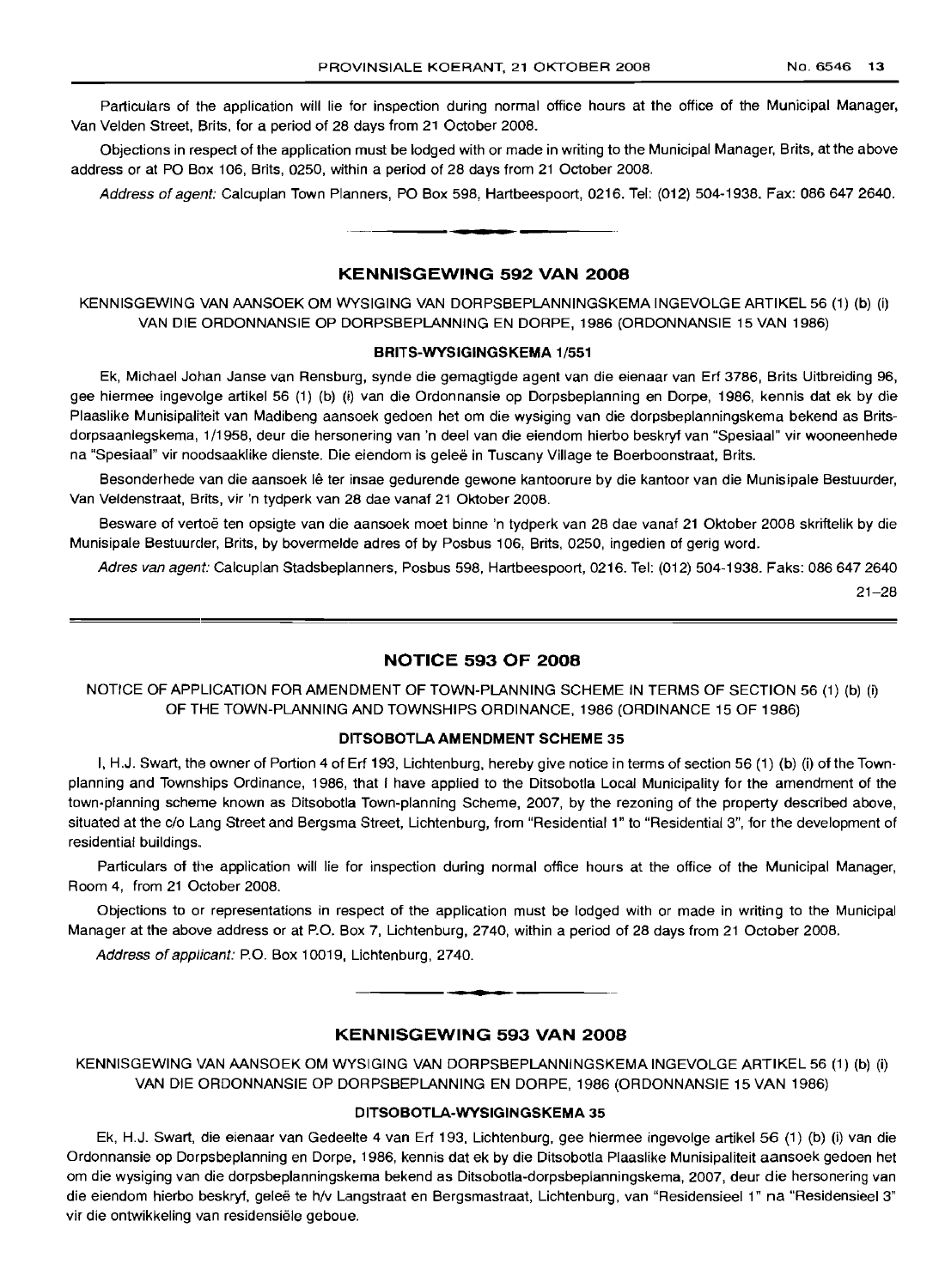Particulars of the application will lie for inspection during normal office hours at the office of the Municipal Manager, Van Velden Street, Brits, for a period of 28 days from 21 October 2008.

Objections in respect of the application must be lodged with or made in writing to the Municipal Manager, Brits, at the above address or at PO Box 106, Brits, 0250, within a period of 28 days from 21 October 2008.

*Address of agent:* Calcuplan Town Planners, PO Box 598, Hartbeespoort, 0216. Tel: (012) 504-1938. Fax: 086 647 2640.

## KENNISGEWING 592 VAN 2008

KENNISGEWING VAN AANSOEK OM WYSIGING VAN DORPSBEPLANNINGSKEMA INGEVOLGE ARTIKEL 56 (1) (b) (i) VAN DIE ORDONNANSIE OP DORPSBEPLANNING EN DORPE, 1986 (ORDONNANSIE 15 VAN 1986)

### BRITS-WYSIGINGSKEMA 1/551

Ek, Michael Johan Janse van Rensburg, synde die gemagtigde agent van die eienaar van Erf 3786, Brits Uitbreiding 96, gee hiermee ingevolge artikel 56 (1) (b) (i) van die Ordonnansie op Dorpsbeplanning en Dorpe, 1986, kennis dat ek by die Plaaslike Munisipaliteit van Madibeng aansoek gedoen het om die wysiging van die dorpsbeplanningskema bekend as Brits-dorpsaanlegskema, 1/1958, deur die hersonering van 'n deel van die eiendom hierbo beskryf van "Spesiaal" vir wooneenhede na "Spesiaal" vir noodsaaklike dienste. Die eiendom is geleë in Tuscany Village te Boerboonstraat, Brits.

Besonderhede van die aansoek lê ter insae gedurende gewone kantoorure by die kantoor van die Munisipale Bestuurder, Van Veldenstraat, Brits, vir 'n tydperk van 28 dae vanaf 21 Oktober 2008.

Besware of vertoë ten opsigte van die aansoek moet binne 'n tydperk van 28 dae vanaf 21 Oktober 2008 skriftelik by die Munisipale Bestuurder, Brits, by bovermelde adres of by Posbus 106, Brits, 0250, ingedien of gerig word.

*Adres van agent:* Calcuplan Stadsbeplanners, Posbus 598, Hartbeespoort, 0216. Tel: (012) 504-1938. Faks: 086 647 2640

21–28

## NOTICE 593 OF 2008

NOTICE OF APPLICATION FOR AMENDMENT OF TOWN-PLANNING SCHEME IN TERMS OF SECTION 56 (1) (b) (i) OF THE TOWN-PLANNING AND TOWNSHIPS ORDINANCE, 1986 (ORDINANCE 15 OF 1986)

### DITSOBOTLA AMENDMENT SCHEME 35

I, H.J. Swart, the owner of Portion 4 of Erf 193, Lichtenburg, hereby give notice in terms of section 56 (1) (b) (i) of the Town-planning and Townships Ordinance, 1986, that I have applied to the Ditsobotla Local Municipality for the amendment of the town-planning scheme known as Ditsobotla Town-planning Scheme, 2007, by the rezoning of the property described above, situated at the c/o Lang Street and Bergsma Street, Lichtenburg, from "Residential 1" to "Residential 3", for the development of residential buildings.

Particulars of the application will lie for inspection during normal office hours at the office of the Municipal Manager, Room 4, from 21 October 2008.

Objections to or representations in respect of the application must be lodged with or made in writing to the Municipal Manager at the above address or at P.O. Box 7, Lichtenburg, 2740, within a period of 28 days from 21 October 2008.

*Address of applicant:* P.O. Box 10019, Lichtenburg, 2740.

## KENNISGEWING 593 VAN 2008

KENNISGEWING VAN AANSOEK OM WYSIGING VAN DORPSBEPLANNINGSKEMA INGEVOLGE ARTIKEL 56 (1) (b) (i) VAN DIE ORDONNANSIE OP DORPSBEPLANNING EN DORPE, 1986 (ORDONNANSIE 15 VAN 1986)

### DITSOBOTLA-WYSIGINGSKEMA 35

Ek, H.J. Swart, die eienaar van Gedeelte 4 van Erf 193, Lichtenburg, gee hiermee ingevolge artikel 56 (1) (b) (i) van die Ordonnansie op Dorpsbeplanning en Dorpe, 1986, kennis dat ek by die Ditsobotla Plaaslike Munisipaliteit aansoek gedoen het om die wysiging van die dorpsbeplanningskema bekend as Ditsobotla-dorpsbeplanningskema, 2007, deur die hersonering van die eiendom hierbo beskryf, geleë te h/v Langstraat en Bergsmastraat, Lichtenburg, van "Residensieel 1" na "Residensieel 3" vir die ontwikkeling van residensiële geboue.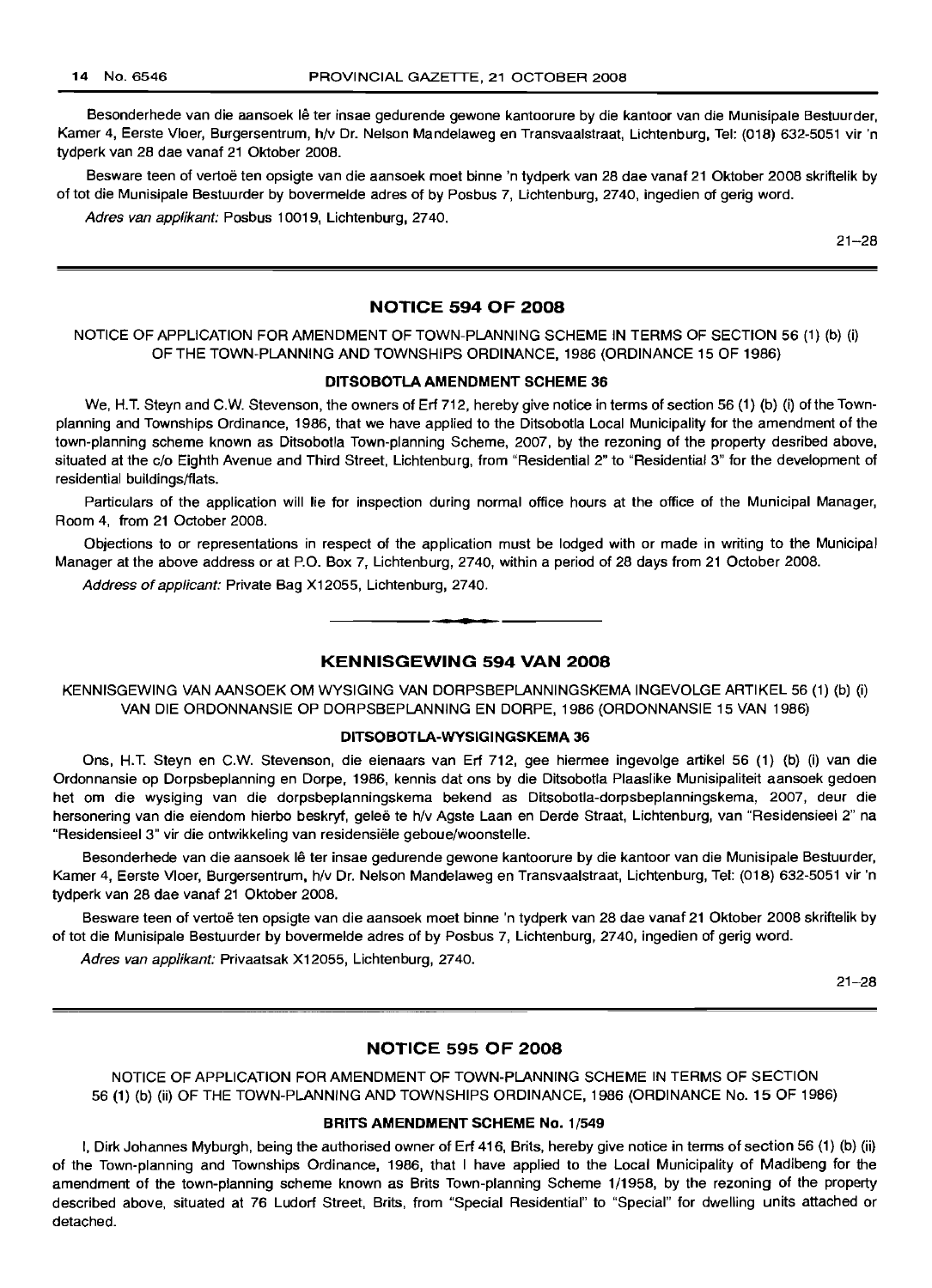Besonderhede van die aansoek lê ter insae gedurende gewone kantoorure by die kantoor van die Munisipale Bestuurder, Kamer 4, Eerste Vloer, Burgersentrum, h/v Dr. Nelson Mandelaweg en Transvaalstraat, Lichtenburg, Tel: (018) 632-5051 vir 'n tydperk van 28 dae vanaf 21 Oktober 2008.

Besware teen of vertoë ten opsigte van die aansoek moet binne 'n tydperk van 28 dae vanaf 21 Oktober 2008 skriftelik by of tot die Munisipale Bestuurder by bovermelde adres of by Posbus 7, Lichtenburg, 2740, ingedien of gerig word.

*Adres van applikant:* Posbus 10019, Lichtenburg, 2740.

21–28

## NOTICE 594 OF 2008

NOTICE OF APPLICATION FOR AMENDMENT OF TOWN-PLANNING SCHEME IN TERMS OF SECTION 56 (1) (b) (i) OF THE TOWN-PLANNING AND TOWNSHIPS ORDINANCE, 1986 (ORDINANCE 15 OF 1986)

### DITSOBOTLA AMENDMENT SCHEME 36

We, H.T. Steyn and C.W. Stevenson, the owners of Erf 712, hereby give notice in terms of section 56 (1) (b) (i) of the Town-planning and Townships Ordinance, 1986, that we have applied to the Ditsobotla Local Municipality for the amendment of the town-planning scheme known as Ditsobotla Town-planning Scheme, 2007, by the rezoning of the property desribed above, situated at the c/o Eighth Avenue and Third Street, Lichtenburg, from "Residential 2" to "Residential 3" for the development of residential buildings/flats.

Particulars of the application will lie for inspection during normal office hours at the office of the Municipal Manager, Room 4, from 21 October 2008.

Objections to or representations in respect of the application must be lodged with or made in writing to the Municipal Manager at the above address or at P.O. Box 7, Lichtenburg, 2740, within a period of 28 days from 21 October 2008.

*Address of applicant:* Private Bag X12055, Lichtenburg, 2740.

## KENNISGEWING 594 VAN 2008

KENNISGEWING VAN AANSOEK OM WYSIGING VAN DORPSBEPLANNINGSKEMA INGEVOLGE ARTIKEL 56 (1) (b) (i) VAN DIE ORDONNANSIE OP DORPSBEPLANNING EN DORPE, 1986 (ORDONNANSIE 15 VAN 1986)

### DITSOBOTLA-WYSIGINGSKEMA 36

Ons, H.T. Steyn en C.W. Stevenson, die eienaars van Erf 712, gee hiermee ingevolge artikel 56 (1) (b) (i) van die Ordonnansie op Dorpsbeplanning en Dorpe, 1986, kennis dat ons by die Ditsobotla Plaaslike Munisipaliteit aansoek gedoen het om die wysiging van die dorpsbeplanningskema bekend as Ditsobotla-dorpsbeplanningskema, 2007, deur die hersonering van die eiendom hierbo beskryf, geleë te h/v Agste Laan en Derde Straat, Lichtenburg, van "Residensieel 2" na "Residensieel 3" vir die ontwikkeling van residensiële geboue/woonstelle.

Besonderhede van die aansoek lê ter insae gedurende gewone kantoorure by die kantoor van die Munisipale Bestuurder, Kamer 4, Eerste Vloer, Burgersentrum, h/v Dr. Nelson Mandelaweg en Transvaalstraat, Lichtenburg, Tel: (018) 632-5051 vir 'n tydperk van 28 dae vanaf 21 Oktober 2008.

Besware teen of vertoë ten opsigte van die aansoek moet binne 'n tydperk van 28 dae vanaf 21 Oktober 2008 skriftelik by of tot die Munisipale Bestuurder by bovermelde adres of by Posbus 7, Lichtenburg, 2740, ingedien of gerig word.

*Adres van applikant:* Privaatsak X12055, Lichtenburg, 2740.

21–28

## NOTICE 595 OF 2008

NOTICE OF APPLICATION FOR AMENDMENT OF TOWN-PLANNING SCHEME IN TERMS OF SECTION 56 (1) (b) (ii) OF THE TOWN-PLANNING AND TOWNSHIPS ORDINANCE, 1986 (ORDINANCE No. 15 OF 1986)

### BRITS AMENDMENT SCHEME No. 1/549

I, Dirk Johannes Myburgh, being the authorised owner of Erf 416, Brits, hereby give notice in terms of section 56 (1) (b) (ii) of the Town-planning and Townships Ordinance, 1986, that I have applied to the Local Municipality of Madibeng for the amendment of the town-planning scheme known as Brits Town-planning Scheme 1/1958, by the rezoning of the property described above, situated at 76 Ludorf Street, Brits, from "Special Residential" to "Special" for dwelling units attached or detached.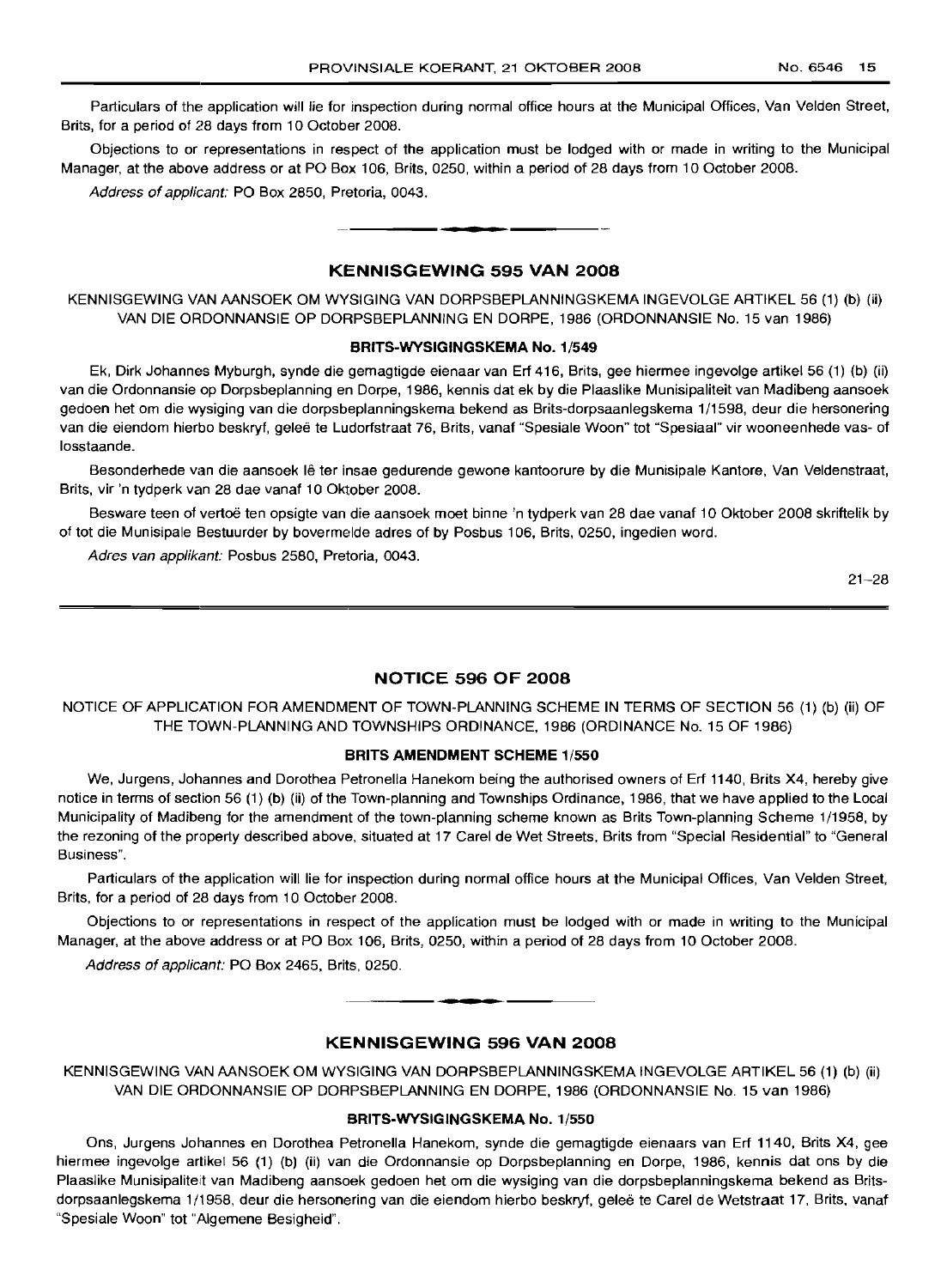Particulars of the application will lie for inspection during normal office hours at the Municipal Offices, Van Velden Street, Brits, for a period of 28 days from 10 October 2008.

Objections to or representations in respect of the application must be lodged with or made in writing to the Municipal Manager, at the above address or at PO Box 106, Brits, 0250, within a period of 28 days from 10 October 2008.

*Address of applicant:* PO Box 2850, Pretoria, 0043.

## KENNISGEWING 595 VAN 2008

KENNISGEWING VAN AANSOEK OM WYSIGING VAN DORPSBEPLANNINGSKEMA INGEVOLGE ARTIKEL 56 (1) (b) (ii) VAN DIE ORDONNANSIE OP DORPSBEPLANNING EN DORPE, 1986 (ORDONNANSIE No. 15 van 1986)

**BRITS-WYSIGINGSKEMA No. 1/549**

Ek, Dirk Johannes Myburgh, synde die gemagtigde eienaar van Erf 416, Brits, gee hiermee ingevolge artikel 56 (1) (b) (ii) van die Ordonnansie op Dorpsbeplanning en Dorpe, 1986, kennis dat ek by die Plaaslike Munisipaliteit van Madibeng aansoek gedoen het om die wysiging van die dorpsbeplanningskema bekend as Brits-dorpsaanlegskema 1/1598, deur die hersonering van die eiendom hierbo beskryf, geleë te Ludorfstraat 76, Brits, vanaf "Spesiale Woon" tot "Spesiaal" vir wooneenhede vas- of losstaande.

Besonderhede van die aansoek lê ter insae gedurende gewone kantoorure by die Munisipale Kantore, Van Veldenstraat, Brits, vir 'n tydperk van 28 dae vanaf 10 Oktober 2008.

Besware teen of vertoë ten opsigte van die aansoek moet binne 'n tydperk van 28 dae vanaf 10 Oktober 2008 skriftelik by of tot die Munisipale Bestuurder by bovermelde adres of by Posbus 106, Brits, 0250, ingedien word.

*Adres van applikant:* Posbus 2580, Pretoria, 0043.

21–28

## NOTICE 596 OF 2008

NOTICE OF APPLICATION FOR AMENDMENT OF TOWN-PLANNING SCHEME IN TERMS OF SECTION 56 (1) (b) (ii) OF THE TOWN-PLANNING AND TOWNSHIPS ORDINANCE, 1986 (ORDINANCE No. 15 OF 1986)

**BRITS AMENDMENT SCHEME 1/550**

We, Jurgens, Johannes and Dorothea Petronella Hanekom being the authorised owners of Erf 1140, Brits X4, hereby give notice in terms of section 56 (1) (b) (ii) of the Town-planning and Townships Ordinance, 1986, that we have applied to the Local Municipality of Madibeng for the amendment of the town-planning scheme known as Brits Town-planning Scheme 1/1958, by the rezoning of the property described above, situated at 17 Carel de Wet Streets, Brits from "Special Residential" to "General Business".

Particulars of the application will lie for inspection during normal office hours at the Municipal Offices, Van Velden Street, Brits, for a period of 28 days from 10 October 2008.

Objections to or representations in respect of the application must be lodged with or made in writing to the Municipal Manager, at the above address or at PO Box 106, Brits, 0250, within a period of 28 days from 10 October 2008.

*Address of applicant:* PO Box 2465, Brits, 0250.

## KENNISGEWING 596 VAN 2008

KENNISGEWING VAN AANSOEK OM WYSIGING VAN DORPSBEPLANNINGSKEMA INGEVOLGE ARTIKEL 56 (1) (b) (ii) VAN DIE ORDONNANSIE OP DORPSBEPLANNING EN DORPE, 1986 (ORDONNANSIE No. 15 van 1986)

**BRITS-WYSIGINGSKEMA No. 1/550**

Ons, Jurgens Johannes en Dorothea Petronella Hanekom, synde die gemagtigde eienaars van Erf 1140, Brits X4, gee hiermee ingevolge artikel 56 (1) (b) (ii) van die Ordonnansie op Dorpsbeplanning en Dorpe, 1986, kennis dat ons by die Plaaslike Munisipaliteit van Madibeng aansoek gedoen het om die wysiging van die dorpsbeplanningskema bekend as Brits-dorpsaanlegskema 1/1958, deur die hersonering van die eiendom hierbo beskryf, geleë te Carel de Wetstraat 17, Brits, vanaf "Spesiale Woon" tot "Algemene Besigheid".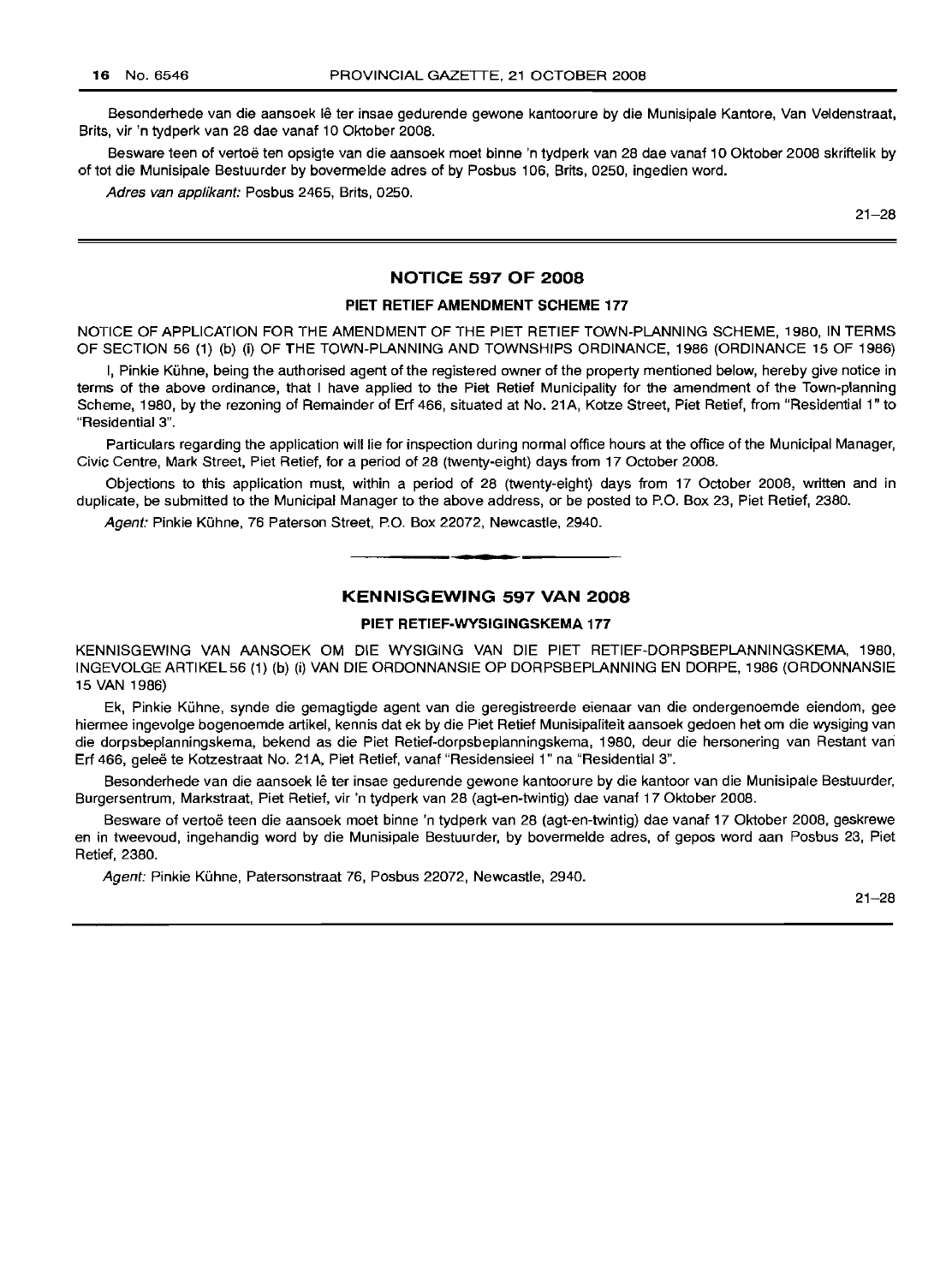Besonderhede van die aansoek lê ter insae gedurende gewone kantoorure by die Munisipale Kantore, Van Veldenstraat, Brits, vir 'n tydperk van 28 dae vanaf 10 Oktober 2008.

Besware teen of vertoë ten opsigte van die aansoek moet binne 'n tydperk van 28 dae vanaf 10 Oktober 2008 skriftelik by of tot die Munisipale Bestuurder by bovermelde adres of by Posbus 106, Brits, 0250, ingedien word.

*Adres van applikant:* Posbus 2465, Brits, 0250.

21–28

## NOTICE 597 OF 2008

### PIET RETIEF AMENDMENT SCHEME 177

NOTICE OF APPLICATION FOR THE AMENDMENT OF THE PIET RETIEF TOWN-PLANNING SCHEME, 1980, IN TERMS OF SECTION 56 (1) (b) (i) OF THE TOWN-PLANNING AND TOWNSHIPS ORDINANCE, 1986 (ORDINANCE 15 OF 1986)

I, Pinkie Kühne, being the authorised agent of the registered owner of the property mentioned below, hereby give notice in terms of the above ordinance, that I have applied to the Piet Retief Municipality for the amendment of the Town-planning Scheme, 1980, by the rezoning of Remainder of Erf 466, situated at No. 21A, Kotze Street, Piet Retief, from "Residential 1" to "Residential 3".

Particulars regarding the application will lie for inspection during normal office hours at the office of the Municipal Manager, Civic Centre, Mark Street, Piet Retief, for a period of 28 (twenty-eight) days from 17 October 2008.

Objections to this application must, within a period of 28 (twenty-eight) days from 17 October 2008, written and in duplicate, be submitted to the Municipal Manager to the above address, or be posted to P.O. Box 23, Piet Retief, 2380.

*Agent:* Pinkie Kühne, 76 Paterson Street, P.O. Box 22072, Newcastle, 2940.

## KENNISGEWING 597 VAN 2008

### PIET RETIEF-WYSIGINGSKEMA 177

KENNISGEWING VAN AANSOEK OM DIE WYSIGING VAN DIE PIET RETIEF-DORPSBEPLANNINGSKEMA, 1980, INGEVOLGE ARTIKEL 56 (1) (b) (i) VAN DIE ORDONNANSIE OP DORPSBEPLANNING EN DORPE, 1986 (ORDONNANSIE 15 VAN 1986)

Ek, Pinkie Kühne, synde die gemagtigde agent van die geregistreerde eienaar van die ondergenoemde eiendom, gee hiermee ingevolge bogenoemde artikel, kennis dat ek by die Piet Retief Munisipaliteit aansoek gedoen het om die wysiging van die dorpsbeplanningskema, bekend as die Piet Retief-dorpsbeplanningskema, 1980, deur die hersonering van Restant van Erf 466, geleë te Kotzestraat No. 21A, Piet Retief, vanaf "Residensieel 1" na "Residential 3".

Besonderhede van die aansoek lê ter insae gedurende gewone kantoorure by die kantoor van die Munisipale Bestuurder, Burgersentrum, Markstraat, Piet Retief, vir 'n tydperk van 28 (agt-en-twintig) dae vanaf 17 Oktober 2008.

Besware of vertoë teen die aansoek moet binne 'n tydperk van 28 (agt-en-twintig) dae vanaf 17 Oktober 2008, geskrewe en in tweevoud, ingehandig word by die Munisipale Bestuurder, by bovermelde adres, of gepos word aan Posbus 23, Piet Retief, 2380.

*Agent:* Pinkie Kühne, Patersonstraat 76, Posbus 22072, Newcastle, 2940.

21–28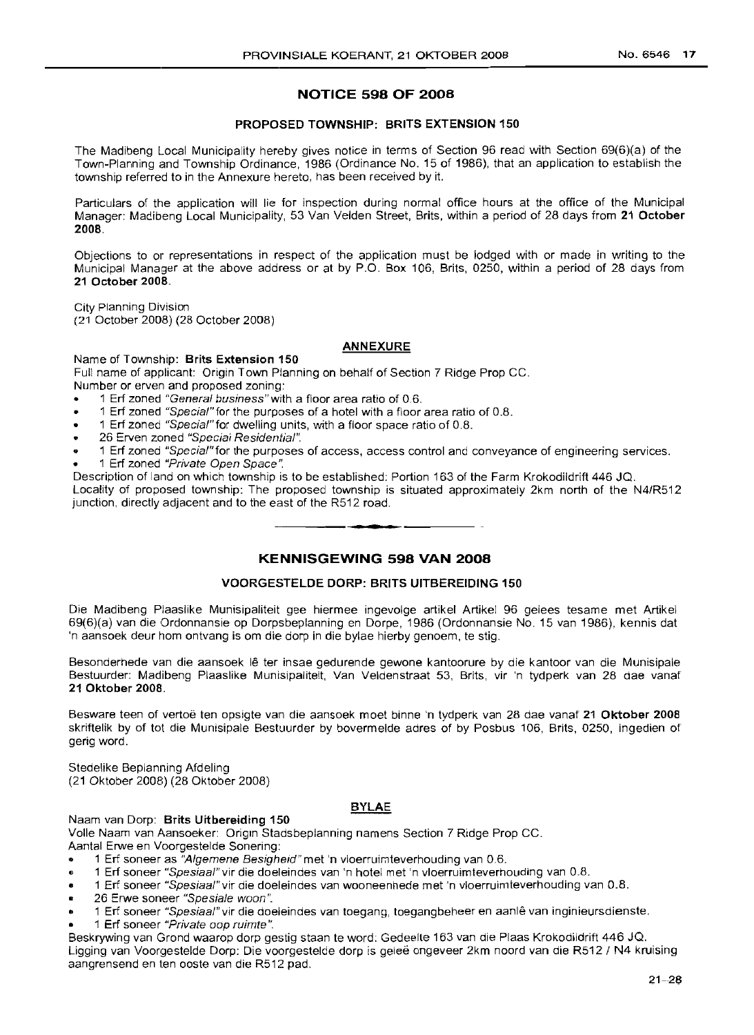## NOTICE 598 OF 2008

### PROPOSED TOWNSHIP: BRITS EXTENSION 150

The Madibeng Local Municipality hereby gives notice in terms of Section 96 read with Section 69(6)(a) of the Town-Planning and Township Ordinance, 1986 (Ordinance No. 15 of 1986), that an application to establish the township referred to in the Annexure hereto, has been received by it.

Particulars of the application will lie for inspection during normal office hours at the office of the Municipal Manager: Madibeng Local Municipality, 53 Van Velden Street, Brits, within a period of 28 days from **21 October 2008**.

Objections to or representations in respect of the application must be lodged with or made in writing to the Municipal Manager at the above address or at by P.O. Box 106, Brits, 0250, within a period of 28 days from **21 October 2008**.

City Planning Division
(21 October 2008) (28 October 2008)

### ANNEXURE

Name of Township: **Brits Extension 150**

Full name of applicant: Origin Town Planning on behalf of Section 7 Ridge Prop CC.

Number or erven and proposed zoning:

- 1 Erf zoned *"General business"* with a floor area ratio of 0.6.
- 1 Erf zoned *"Special"* for the purposes of a hotel with a floor area ratio of 0.8.
- 1 Erf zoned *"Special"* for dwelling units, with a floor space ratio of 0.8.
- 26 Erven zoned *"Special Residential"*.
- 1 Erf zoned *"Special"* for the purposes of access, access control and conveyance of engineering services.
- 1 Erf zoned *"Private Open Space"*.

Description of land on which township is to be established: Portion 163 of the Farm Krokodildrift 446 JQ.

Locality of proposed township: The proposed township is situated approximately 2km north of the N4/R512 junction, directly adjacent and to the east of the R512 road.

---

## KENNISGEWING 598 VAN 2008

### VOORGESTELDE DORP: BRITS UITBEREIDING 150

Die Madibeng Plaaslike Munisipaliteit gee hiermee ingevolge artikel Artikel 96 gelees tesame met Artikel 69(6)(a) van die Ordonnansie op Dorpsbeplanning en Dorpe, 1986 (Ordonnansie No. 15 van 1986), kennis dat 'n aansoek deur hom ontvang is om die dorp in die bylae hierby genoem, te stig.

Besonderhede van die aansoek lê ter insae gedurende gewone kantoorure by die kantoor van die Munisipale Bestuurder: Madibeng Plaaslike Munisipaliteit, Van Veldenstraat 53, Brits, vir 'n tydperk van 28 dae vanaf **21 Oktober 2008**.

Besware teen of vertoë ten opsigte van die aansoek moet binne 'n tydperk van 28 dae vanaf **21 Oktober 2008** skriftelik by of tot die Munisipale Bestuurder by bovermelde adres of by Posbus 106, Brits, 0250, ingedien of gerig word.

Stedelike Beplanning Afdeling
(21 Oktober 2008) (28 Oktober 2008)

### BYLAE

Naam van Dorp: **Brits Uitbereiding 150**

Volle Naam van Aansoeker: Origin Stadsbeplanning namens Section 7 Ridge Prop CC.

Aantal Erwe en Voorgestelde Sonering:

- 1 Erf soneer as *"Algemene Besigheid"* met 'n vloerruimteverhouding van 0.6.
- 1 Erf soneer *"Spesiaal"* vir die doeleindes van 'n hotel met 'n vloerruimteverhouding van 0.8.
- 1 Erf soneer *"Spesiaal"* vir die doeleindes van wooneenhede met 'n vloerruimteverhouding van 0.8.
- 26 Erwe soneer *"Spesiale woon"*.
- 1 Erf soneer *"Spesiaal"* vir die doeleindes van toegang, toegangbeheer en aanlê van inginieursdienste.
- 1 Erf soneer *"Private oop ruimte"*.

Beskrywing van Grond waarop dorp gestig staan te word: Gedeelte 163 van die Plaas Krokodildrift 446 JQ.

Ligging van Voorgestelde Dorp: Die voorgestelde dorp is geleë ongeveer 2km noord van die R512 / N4 kruising aangrensend en ten ooste van die R512 pad.

21–28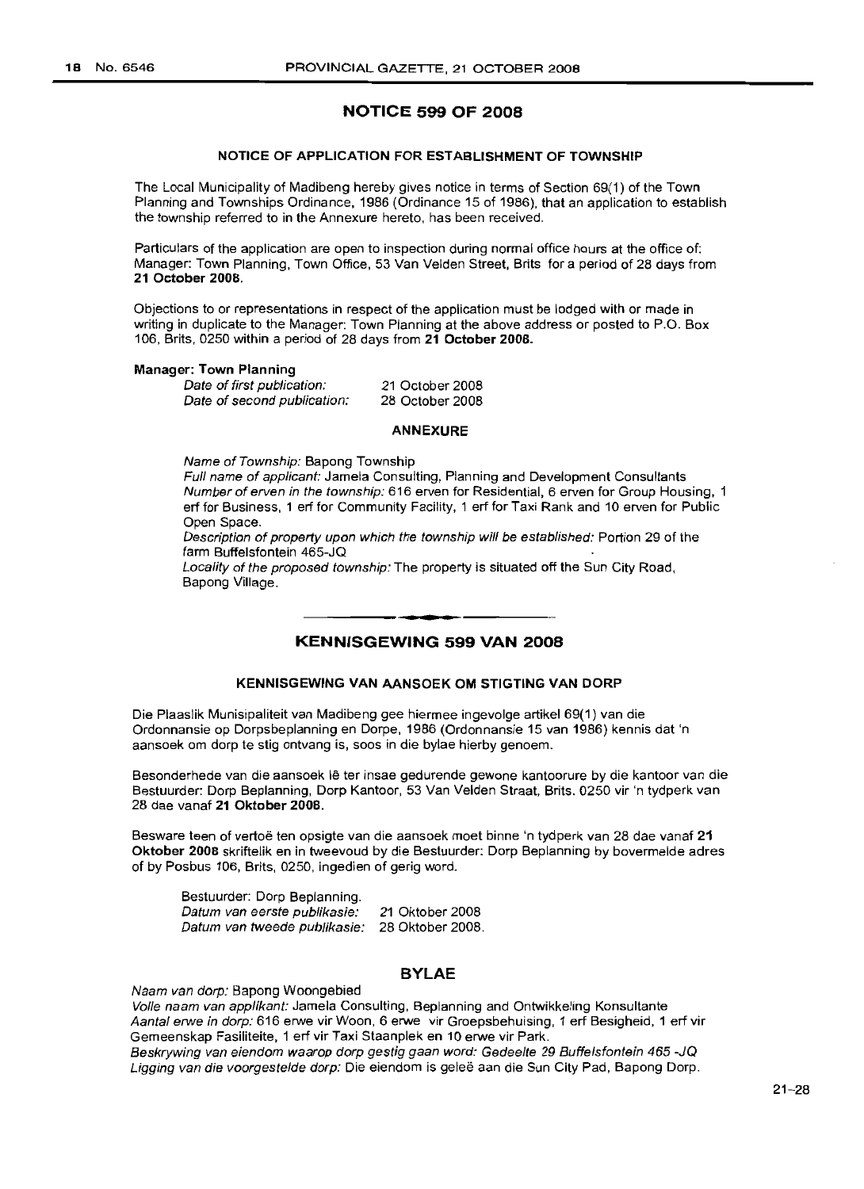## NOTICE 599 OF 2008

### NOTICE OF APPLICATION FOR ESTABLISHMENT OF TOWNSHIP

The Local Municipality of Madibeng hereby gives notice in terms of Section 69(1) of the Town Planning and Townships Ordinance, 1986 (Ordinance 15 of 1986), that an application to establish the township referred to in the Annexure hereto, has been received.

Particulars of the application are open to inspection during normal office hours at the office of: Manager: Town Planning, Town Office, 53 Van Velden Street, Brits for a period of 28 days from **21 October 2008.**

Objections to or representations in respect of the application must be lodged with or made in writing in duplicate to the Manager: Town Planning at the above address or posted to P.O. Box 106, Brits, 0250 within a period of 28 days from **21 October 2008.**

**Manager: Town Planning**

*Date of first publication:* 21 October 2008
*Date of second publication:* 28 October 2008

### ANNEXURE

*Name of Township:* Bapong Township
*Full name of applicant:* Jamela Consulting, Planning and Development Consultants
*Number of erven in the township:* 616 erven for Residential, 6 erven for Group Housing, 1 erf for Business, 1 erf for Community Facility, 1 erf for Taxi Rank and 10 erven for Public Open Space.
*Description of property upon which the township will be established:* Portion 29 of the farm Buffelsfontein 465-JQ
*Locality of the proposed township:* The property is situated off the Sun City Road, Bapong Village.

---

## KENNISGEWING 599 VAN 2008

### KENNISGEWING VAN AANSOEK OM STIGTING VAN DORP

Die Plaaslik Munisipaliteit van Madibeng gee hiermee ingevolge artikel 69(1) van die Ordonnansie op Dorpsbeplanning en Dorpe, 1986 (Ordonnansie 15 van 1986) kennis dat 'n aansoek om dorp te stig ontvang is, soos in die bylae hierby genoem.

Besonderhede van die aansoek lê ter insae gedurende gewone kantoorure by die kantoor van die Bestuurder: Dorp Beplanning, Dorp Kantoor, 53 Van Velden Straat, Brits. 0250 vir 'n tydperk van 28 dae vanaf **21 Oktober 2008.**

Besware teen of vertoë ten opsigte van die aansoek moet binne 'n tydperk van 28 dae vanaf **21 Oktober 2008** skriftelik en in tweevoud by die Bestuurder: Dorp Beplanning by bovermelde adres of by Posbus 106, Brits, 0250, ingedien of gerig word.

Bestuurder: Dorp Beplanning.
*Datum van eerste publikasie:* 21 Oktober 2008
*Datum van tweede publikasie:* 28 Oktober 2008.

### BYLAE

*Naam van dorp:* Bapong Woongebied
*Volle naam van applikant:* Jamela Consulting, Beplanning and Ontwikkeling Konsultante
*Aantal erwe in dorp:* 616 erwe vir Woon, 6 erwe vir Groepsbehuising, 1 erf Besigheid, 1 erf vir Gemeenskap Fasiliteite, 1 erf vir Taxi Staanplek en 10 erwe vir Park.
*Beskrywing van eiendom waarop dorp gestig gaan word: Gedeelte 29 Buffelsfontein 465 -JQ*
*Ligging van die voorgestelde dorp:* Die eiendom is geleë aan die Sun City Pad, Bapong Dorp.

21–28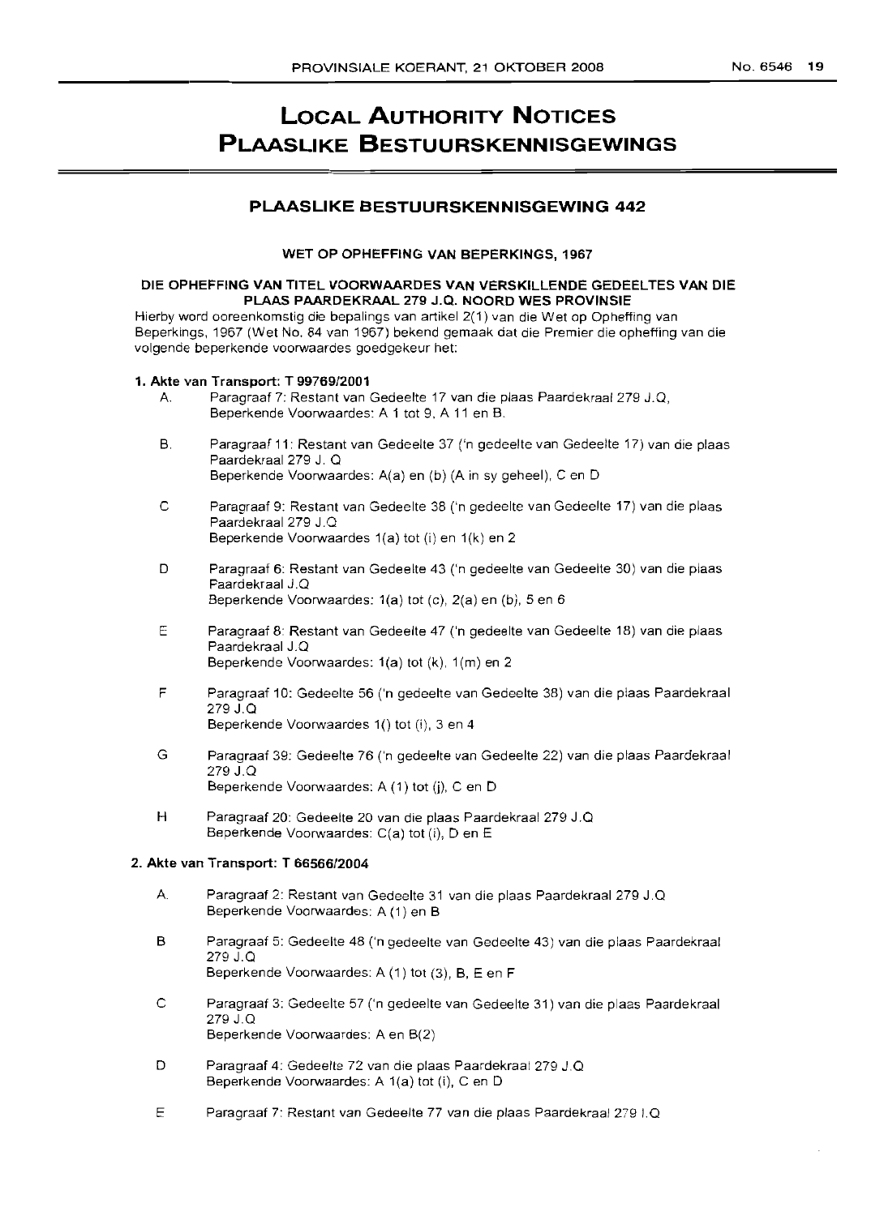# LOCAL AUTHORITY NOTICES
# PLAASLIKE BESTUURSKENNISGEWINGS

## PLAASLIKE BESTUURSKENNISGEWING 442

### WET OP OPHEFFING VAN BEPERKINGS, 1967

### DIE OPHEFFING VAN TITEL VOORWAARDES VAN VERSKILLENDE GEDEELTES VAN DIE PLAAS PAARDEKRAAL 279 J.Q. NOORD WES PROVINSIE

Hierby word ooreenkomstig die bepalings van artikel 2(1) van die Wet op Opheffing van Beperkings, 1967 (Wet No. 84 van 1967) bekend gemaak dat die Premier die opheffing van die volgende beperkende voorwaardes goedgekeur het:

**1. Akte van Transport: T 99769/2001**

A. Paragraaf 7: Restant van Gedeelte 17 van die plaas Paardekraal 279 J.Q, Beperkende Voorwaardes: A 1 tot 9, A 11 en B.

B. Paragraaf 11: Restant van Gedeelte 37 ('n gedeelte van Gedeelte 17) van die plaas Paardekraal 279 J. Q
Beperkende Voorwaardes: A(a) en (b) (A in sy geheel), C en D

C Paragraaf 9: Restant van Gedeelte 38 ('n gedeelte van Gedeelte 17) van die plaas Paardekraal 279 J.Q
Beperkende Voorwaardes 1(a) tot (i) en 1(k) en 2

D Paragraaf 6: Restant van Gedeelte 43 ('n gedeelte van Gedeelte 30) van die plaas Paardekraal J.Q
Beperkende Voorwaardes: 1(a) tot (c), 2(a) en (b), 5 en 6

E Paragraaf 8: Restant van Gedeelte 47 ('n gedeelte van Gedeelte 18) van die plaas Paardekraal J.Q
Beperkende Voorwaardes: 1(a) tot (k), 1(m) en 2

F Paragraaf 10: Gedeelte 56 ('n gedeelte van Gedeelte 38) van die plaas Paardekraal 279 J.Q
Beperkende Voorwaardes 1() tot (i), 3 en 4

G Paragraaf 39: Gedeelte 76 ('n gedeelte van Gedeelte 22) van die plaas Paardekraal 279 J.Q
Beperkende Voorwaardes: A (1) tot (j), C en D

H Paragraaf 20: Gedeelte 20 van die plaas Paardekraal 279 J.Q
Beperkende Voorwaardes: C(a) tot (i), D en E

**2. Akte van Transport: T 66566/2004**

A. Paragraaf 2: Restant van Gedeelte 31 van die plaas Paardekraal 279 J.Q
Beperkende Voorwaardes: A (1) en B

B Paragraaf 5: Gedeelte 48 ('n gedeelte van Gedeelte 43) van die plaas Paardekraal 279 J.Q
Beperkende Voorwaardes: A (1) tot (3), B, E en F

C Paragraaf 3: Gedeelte 57 ('n gedeelte van Gedeelte 31) van die plaas Paardekraal 279 J.Q
Beperkende Voorwaardes: A en B(2)

D Paragraaf 4: Gedeelte 72 van die plaas Paardekraal 279 J.Q
Beperkende Voorwaardes: A 1(a) tot (i), C en D

E Paragraaf 7: Restant van Gedeelte 77 van die plaas Paardekraal 279 I.Q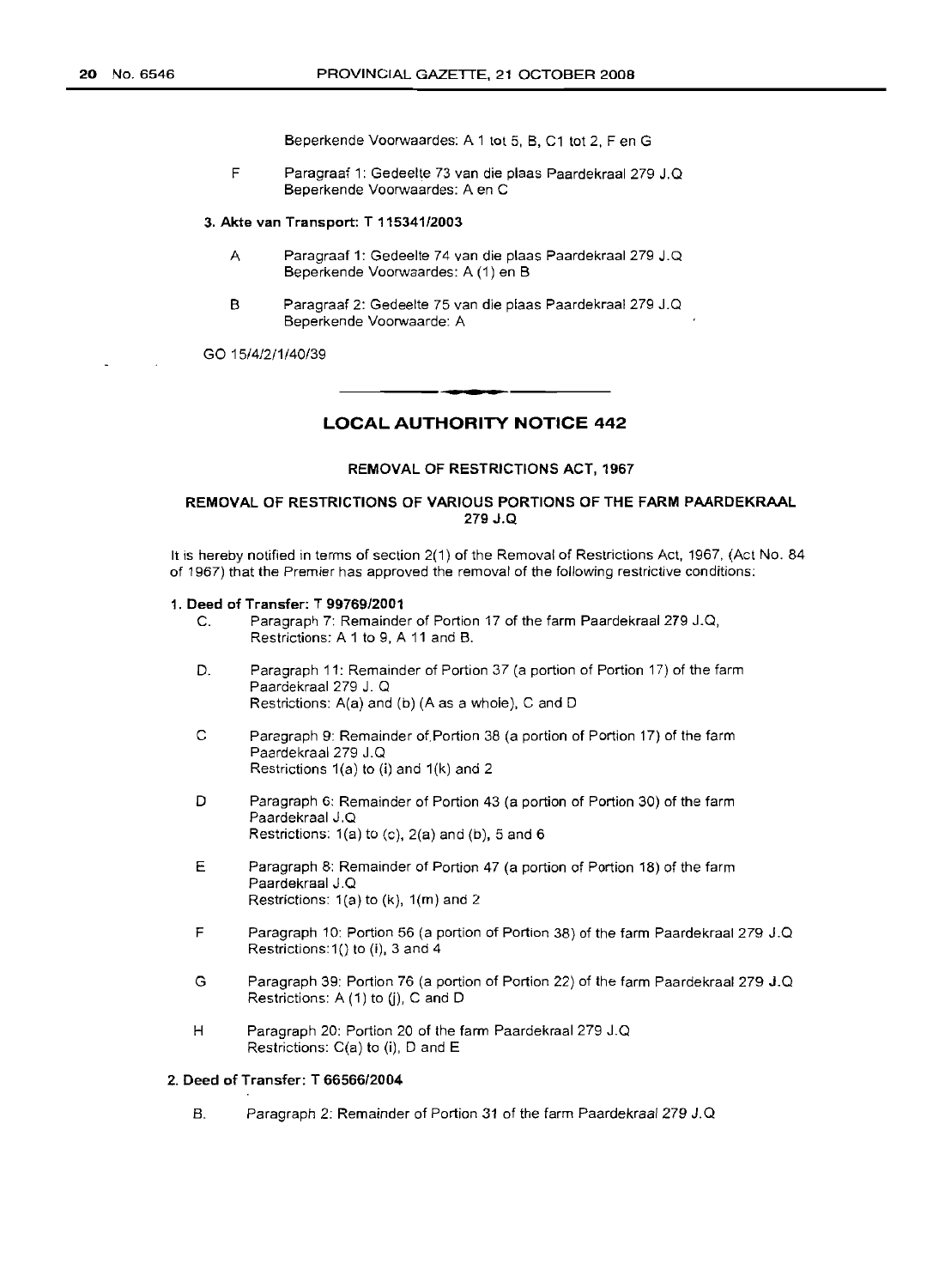Beperkende Voorwaardes: A 1 tot 5, B, C1 tot 2, F en G

F Paragraaf 1: Gedeelte 73 van die plaas Paardekraal 279 J.Q
Beperkende Voorwaardes: A en C

**3. Akte van Transport: T 115341/2003**

A Paragraaf 1: Gedeelte 74 van die plaas Paardekraal 279 J.Q
Beperkende Voorwaardes: A (1) en B

B Paragraaf 2: Gedeelte 75 van die plaas Paardekraal 279 J.Q
Beperkende Voorwaarde: A

GO 15/4/2/1/40/39

## LOCAL AUTHORITY NOTICE 442

### REMOVAL OF RESTRICTIONS ACT, 1967

### REMOVAL OF RESTRICTIONS OF VARIOUS PORTIONS OF THE FARM PAARDEKRAAL 279 J.Q

It is hereby notified in terms of section 2(1) of the Removal of Restrictions Act, 1967, (Act No. 84 of 1967) that the Premier has approved the removal of the following restrictive conditions:

**1. Deed of Transfer: T 99769/2001**

C. Paragraph 7: Remainder of Portion 17 of the farm Paardekraal 279 J.Q,
Restrictions: A 1 to 9, A 11 and B.

D. Paragraph 11: Remainder of Portion 37 (a portion of Portion 17) of the farm Paardekraal 279 J. Q
Restrictions: A(a) and (b) (A as a whole), C and D

C Paragraph 9: Remainder of Portion 38 (a portion of Portion 17) of the farm Paardekraal 279 J.Q
Restrictions 1(a) to (i) and 1(k) and 2

D Paragraph 6: Remainder of Portion 43 (a portion of Portion 30) of the farm Paardekraal J.Q
Restrictions: 1(a) to (c), 2(a) and (b), 5 and 6

E Paragraph 8: Remainder of Portion 47 (a portion of Portion 18) of the farm Paardekraal J.Q
Restrictions: 1(a) to (k), 1(m) and 2

F Paragraph 10: Portion 56 (a portion of Portion 38) of the farm Paardekraal 279 J.Q
Restrictions: 1() to (i), 3 and 4

G Paragraph 39: Portion 76 (a portion of Portion 22) of the farm Paardekraal 279 J.Q
Restrictions: A (1) to (j), C and D

H Paragraph 20: Portion 20 of the farm Paardekraal 279 J.Q
Restrictions: C(a) to (i), D and E

**2. Deed of Transfer: T 66566/2004**

B. Paragraph 2: Remainder of Portion 31 of the farm Paardekraal 279 J.Q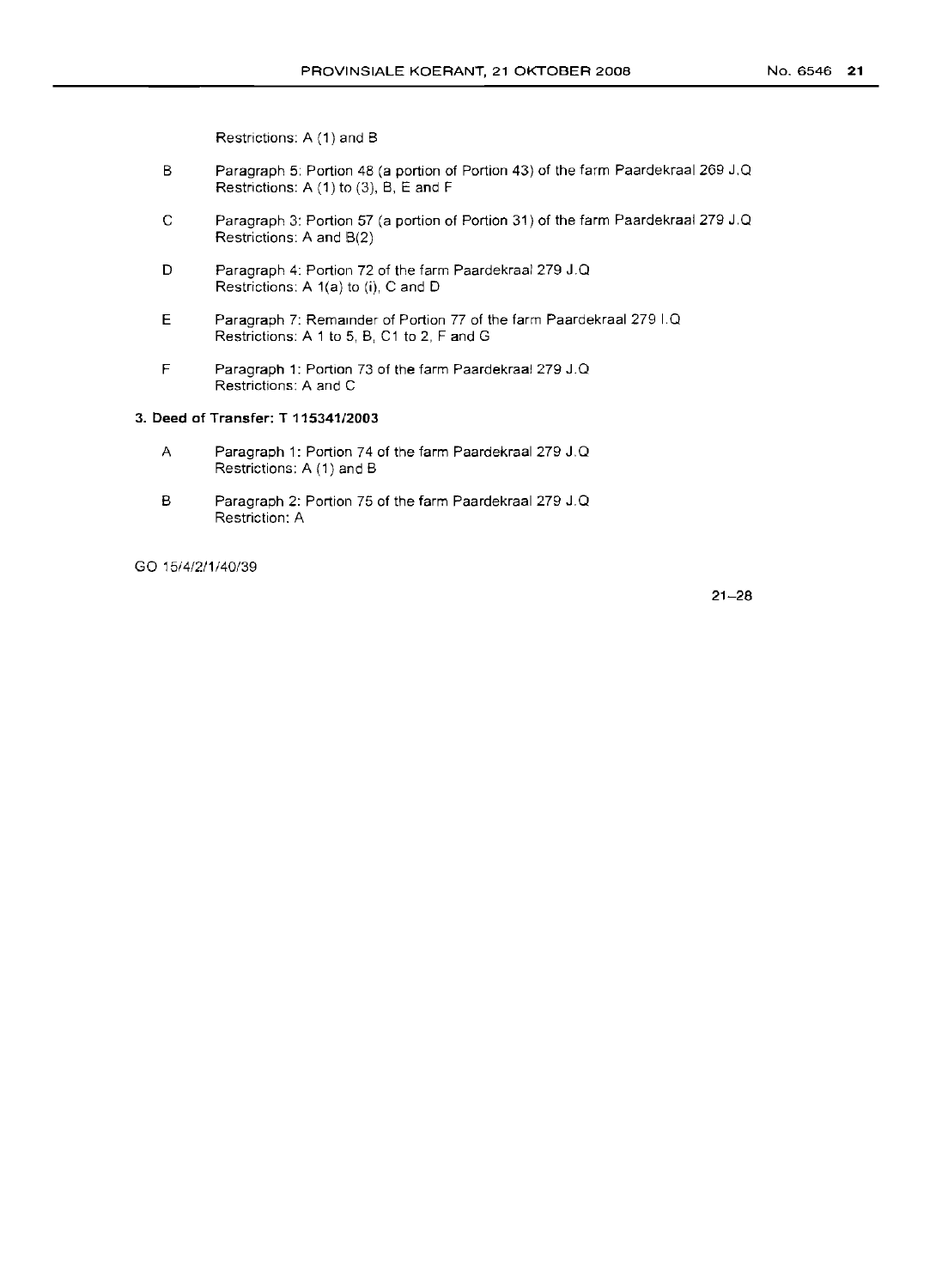Restrictions: A (1) and B

B Paragraph 5: Portion 48 (a portion of Portion 43) of the farm Paardekraal 269 J.Q
Restrictions: A (1) to (3), B, E and F

C Paragraph 3: Portion 57 (a portion of Portion 31) of the farm Paardekraal 279 J.Q
Restrictions: A and B(2)

D Paragraph 4: Portion 72 of the farm Paardekraal 279 J.Q
Restrictions: A 1(a) to (i), C and D

E Paragraph 7: Remainder of Portion 77 of the farm Paardekraal 279 I.Q
Restrictions: A 1 to 5, B, C1 to 2, F and G

F Paragraph 1: Portion 73 of the farm Paardekraal 279 J.Q
Restrictions: A and C

**3. Deed of Transfer: T 115341/2003**

A Paragraph 1: Portion 74 of the farm Paardekraal 279 J.Q
Restrictions: A (1) and B

B Paragraph 2: Portion 75 of the farm Paardekraal 279 J.Q
Restriction: A

GO 15/4/2/1/40/39

21–28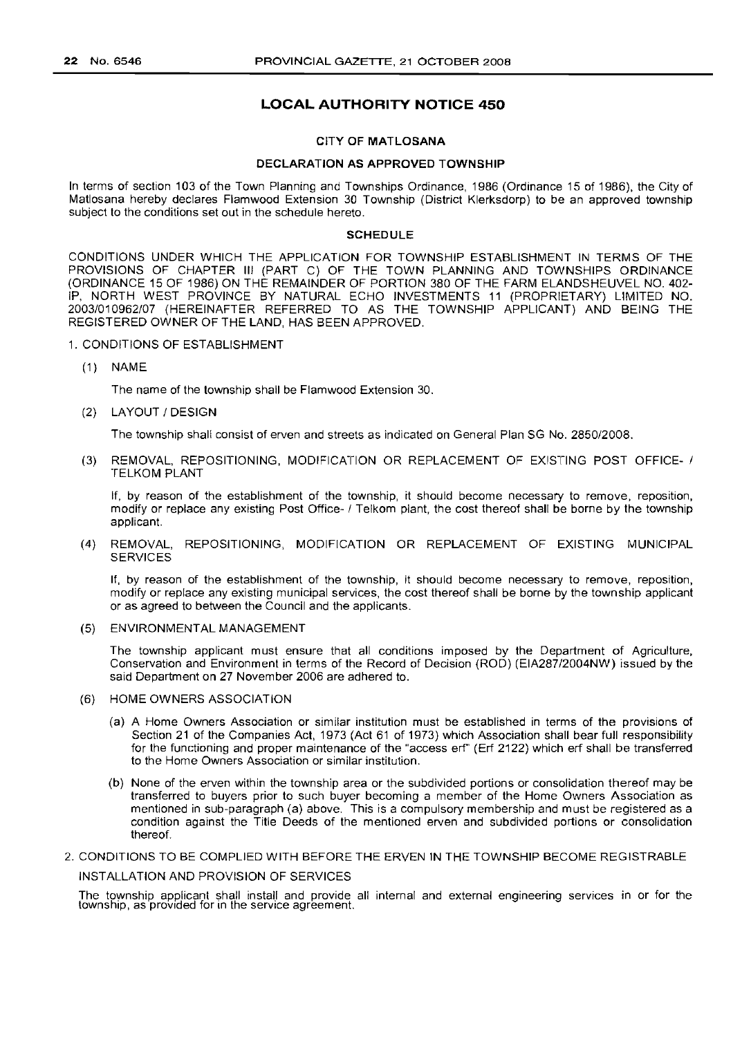# LOCAL AUTHORITY NOTICE 450

## CITY OF MATLOSANA

### DECLARATION AS APPROVED TOWNSHIP

In terms of section 103 of the Town Planning and Townships Ordinance, 1986 (Ordinance 15 of 1986), the City of Matlosana hereby declares Flamwood Extension 30 Township (District Klerksdorp) to be an approved township subject to the conditions set out in the schedule hereto.

### SCHEDULE

CONDITIONS UNDER WHICH THE APPLICATION FOR TOWNSHIP ESTABLISHMENT IN TERMS OF THE PROVISIONS OF CHAPTER III (PART C) OF THE TOWN PLANNING AND TOWNSHIPS ORDINANCE (ORDINANCE 15 OF 1986) ON THE REMAINDER OF PORTION 380 OF THE FARM ELANDSHEUVEL NO. 402-IP, NORTH WEST PROVINCE BY NATURAL ECHO INVESTMENTS 11 (PROPRIETARY) LIMITED NO. 2003/010962/07 (HEREINAFTER REFERRED TO AS THE TOWNSHIP APPLICANT) AND BEING THE REGISTERED OWNER OF THE LAND, HAS BEEN APPROVED.

1. CONDITIONS OF ESTABLISHMENT

(1) NAME

The name of the township shall be Flamwood Extension 30.

(2) LAYOUT / DESIGN

The township shall consist of erven and streets as indicated on General Plan SG No. 2850/2008.

(3) REMOVAL, REPOSITIONING, MODIFICATION OR REPLACEMENT OF EXISTING POST OFFICE- / TELKOM PLANT

If, by reason of the establishment of the township, it should become necessary to remove, reposition, modify or replace any existing Post Office- / Telkom plant, the cost thereof shall be borne by the township applicant.

(4) REMOVAL, REPOSITIONING, MODIFICATION OR REPLACEMENT OF EXISTING MUNICIPAL SERVICES

If, by reason of the establishment of the township, it should become necessary to remove, reposition, modify or replace any existing municipal services, the cost thereof shall be borne by the township applicant or as agreed to between the Council and the applicants.

(5) ENVIRONMENTAL MANAGEMENT

The township applicant must ensure that all conditions imposed by the Department of Agriculture, Conservation and Environment in terms of the Record of Decision (ROD) (EIA287/2004NW) issued by the said Department on 27 November 2006 are adhered to.

(6) HOME OWNERS ASSOCIATION

(a) A Home Owners Association or similar institution must be established in terms of the provisions of Section 21 of the Companies Act, 1973 (Act 61 of 1973) which Association shall bear full responsibility for the functioning and proper maintenance of the "access erf" (Erf 2122) which erf shall be transferred to the Home Owners Association or similar institution.

(b) None of the erven within the township area or the subdivided portions or consolidation thereof may be transferred to buyers prior to such buyer becoming a member of the Home Owners Association as mentioned in sub-paragraph (a) above. This is a compulsory membership and must be registered as a condition against the Title Deeds of the mentioned erven and subdivided portions or consolidation thereof.

2. CONDITIONS TO BE COMPLIED WITH BEFORE THE ERVEN IN THE TOWNSHIP BECOME REGISTRABLE

INSTALLATION AND PROVISION OF SERVICES

The township applicant shall install and provide all internal and external engineering services in or for the township, as provided for in the service agreement.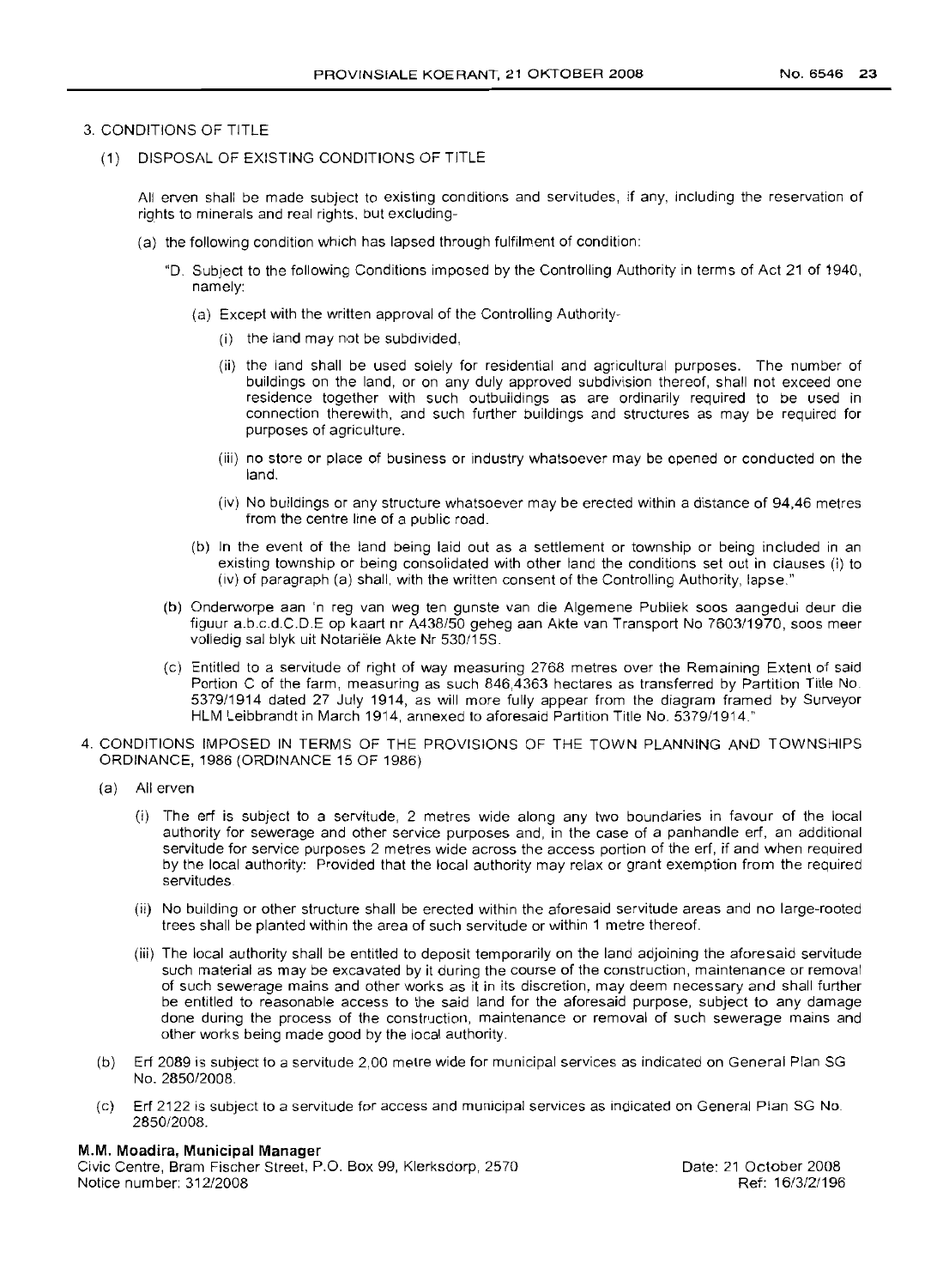3. CONDITIONS OF TITLE

   (1) DISPOSAL OF EXISTING CONDITIONS OF TITLE

   All erven shall be made subject to existing conditions and servitudes, if any, including the reservation of rights to minerals and real rights, but excluding-

   (a) the following condition which has lapsed through fulfilment of condition:

   "D. Subject to the following Conditions imposed by the Controlling Authority in terms of Act 21 of 1940, namely:

   (a) Except with the written approval of the Controlling Authority-

   (i) the land may not be subdivided,

   (ii) the land shall be used solely for residential and agricultural purposes. The number of buildings on the land, or on any duly approved subdivision thereof, shall not exceed one residence together with such outbuildings as are ordinarily required to be used in connection therewith, and such further buildings and structures as may be required for purposes of agriculture.

   (iii) no store or place of business or industry whatsoever may be opened or conducted on the land.

   (iv) No buildings or any structure whatsoever may be erected within a distance of 94,46 metres from the centre line of a public road.

   (b) In the event of the land being laid out as a settlement or township or being included in an existing township or being consolidated with other land the conditions set out in clauses (i) to (iv) of paragraph (a) shall, with the written consent of the Controlling Authority, lapse."

   (b) Onderworpe aan 'n reg van weg ten gunste van die Algemene Publiek soos aangedui deur die figuur a.b.c.d.C.D.E op kaart nr A438/50 geheg aan Akte van Transport No 7603/1970, soos meer volledig sal blyk uit Notariële Akte Nr 530/15S.

   (c) Entitled to a servitude of right of way measuring 2768 metres over the Remaining Extent of said Portion C of the farm, measuring as such 846,4363 hectares as transferred by Partition Title No. 5379/1914 dated 27 July 1914, as will more fully appear from the diagram framed by Surveyor HLM Leibbrandt in March 1914, annexed to aforesaid Partition Title No. 5379/1914."

4. CONDITIONS IMPOSED IN TERMS OF THE PROVISIONS OF THE TOWN PLANNING AND TOWNSHIPS ORDINANCE, 1986 (ORDINANCE 15 OF 1986)

   (a) All erven

   (i) The erf is subject to a servitude, 2 metres wide along any two boundaries in favour of the local authority for sewerage and other service purposes and, in the case of a panhandle erf, an additional servitude for service purposes 2 metres wide across the access portion of the erf, if and when required by the local authority: Provided that the local authority may relax or grant exemption from the required servitudes.

   (ii) No building or other structure shall be erected within the aforesaid servitude areas and no large-rooted trees shall be planted within the area of such servitude or within 1 metre thereof.

   (iii) The local authority shall be entitled to deposit temporarily on the land adjoining the aforesaid servitude such material as may be excavated by it during the course of the construction, maintenance or removal of such sewerage mains and other works as it in its discretion, may deem necessary and shall further be entitled to reasonable access to the said land for the aforesaid purpose, subject to any damage done during the process of the construction, maintenance or removal of such sewerage mains and other works being made good by the local authority.

   (b) Erf 2089 is subject to a servitude 2,00 metre wide for municipal services as indicated on General Plan SG No. 2850/2008.

   (c) Erf 2122 is subject to a servitude for access and municipal services as indicated on General Plan SG No. 2850/2008.

**M.M. Moadira, Municipal Manager**

Civic Centre, Bram Fischer Street, P.O. Box 99, Klerksdorp, 2570

Notice number: 312/2008

Date: 21 October 2008

Ref: 16/3/2/196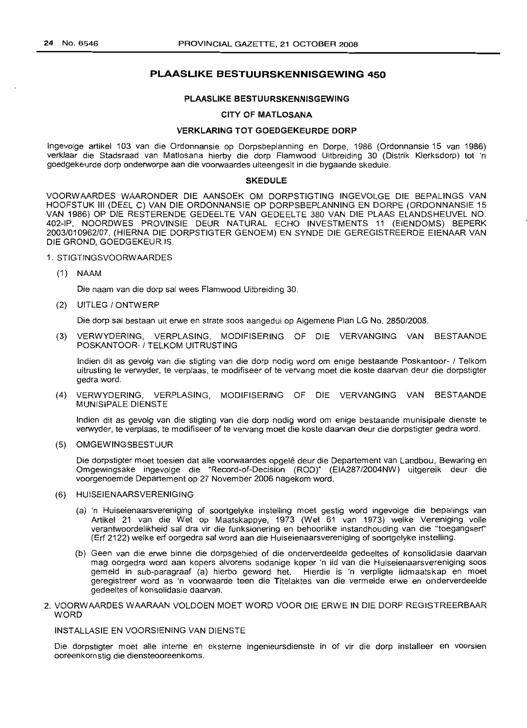## PLAASLIKE BESTUURSKENNISGEWING 450

### PLAASLIKE BESTUURSKENNISGEWING

### CITY OF MATLOSANA

### VERKLARING TOT GOEDGEKEURDE DORP

Ingevolge artikel 103 van die Ordonnansie op Dorpsbeplanning en Dorpe, 1986 (Ordonnansie 15 van 1986) verklaar die Stadsraad van Matlosana hierby die dorp Flamwood Uitbreiding 30 (Distrik Klerksdorp) tot 'n goedgekeurde dorp onderworpe aan die voorwaardes uiteengesit in die bygaande skedule.

### SKEDULE

VOORWAARDES WAARONDER DIE AANSOEK OM DORPSTIGTING INGEVOLGE DIE BEPALINGS VAN HOOFSTUK III (DEEL C) VAN DIE ORDONNANSIE OP DORPSBEPLANNING EN DORPE (ORDONNANSIE 15 VAN 1986) OP DIE RESTERENDE GEDEELTE VAN GEDEELTE 380 VAN DIE PLAAS ELANDSHEUVEL NO. 402-IP, NOORDWES PROVINSIE DEUR NATURAL ECHO INVESTMENTS 11 (EIENDOMS) BEPERK 2003/010962/07, (HIERNA DIE DORPSTIGTER GENOEM) EN SYNDE DIE GEREGISTREERDE EIENAAR VAN DIE GROND, GOEDGEKEUR IS.

1. STIGTINGSVOORWAARDES

   (1) NAAM

   Die naam van die dorp sal wees Flamwood Uitbreiding 30.

   (2) UITLEG / ONTWERP

   Die dorp sal bestaan uit erwe en strate soos aangedui op Algemene Plan LG No. 2850/2008.

   (3) VERWYDERING, VERPLASING, MODIFISERING OF DIE VERVANGING VAN BESTAANDE POSKANTOOR- / TELKOM UITRUSTING

   Indien dit as gevolg van die stigting van die dorp nodig word om enige bestaande Poskantoor- / Telkom uitrusting te verwyder, te verplaas, te modifiseer of te vervang moet die koste daarvan deur die dorpstigter gedra word.

   (4) VERWYDERING, VERPLASING, MODIFISERING OF DIE VERVANGING VAN BESTAANDE MUNISIPALE DIENSTE

   Indien dit as gevolg van die stigting van die dorp nodig word om enige bestaande munisipale dienste te verwyder, te verplaas, te modifiseer of te vervang moet die koste daarvan deur die dorpstigter gedra word.

   (5) OMGEWINGSBESTUUR

   Die dorpstigter moet toesien dat alle voorwaardes opgelê deur die Departement van Landbou, Bewaring en Omgewingsake ingevolge die "Record-of-Decision (ROD)" (EIA287/2004NW) uitgereik deur die voorgenoemde Departement op 27 November 2006 nagekom word.

   (6) HUISEIENAARSVERENIGING

   (a) 'n Huiseienaarsvereniging of soortgelyke instelling moet gestig word ingevolge die bepalings van Artikel 21 van die Wet op Maatskappye, 1973 (Wet 61 van 1973) welke Vereniging volle verantwoordelikheid sal dra vir die funksionering en behoorlike instandhouding van die "toegangserf" (Erf 2122) welke erf oorgedra sal word aan die Huiseienaarsvereniging of soortgelyke instelling.

   (b) Geen van die erwe binne die dorpsgebied of die onderverdeelde gedeeltes of konsolidasie daarvan mag oorgedra word aan kopers alvorens sodanige koper 'n lid van die Huiseienaarsvereniging soos gemeld in sub-paragraaf (a) hierbo geword het. Hierdie is 'n verpligte lidmaatskap en moet geregistreer word as 'n voorwaarde teen die Titelaktes van die vermelde erwe en onderverdeelde gedeeltes of konsolidasie daarvan.

2. VOORWAARDES WAARAAN VOLDOEN MOET WORD VOOR DIE ERWE IN DIE DORP REGISTREERBAAR WORD

   INSTALLASIE EN VOORSIENING VAN DIENSTE

   Die dorpstigter moet alle interne en eksterne ingenieursdienste in of vir die dorp installeer en voorsien ooreenkomstig die diensteooreenkoms.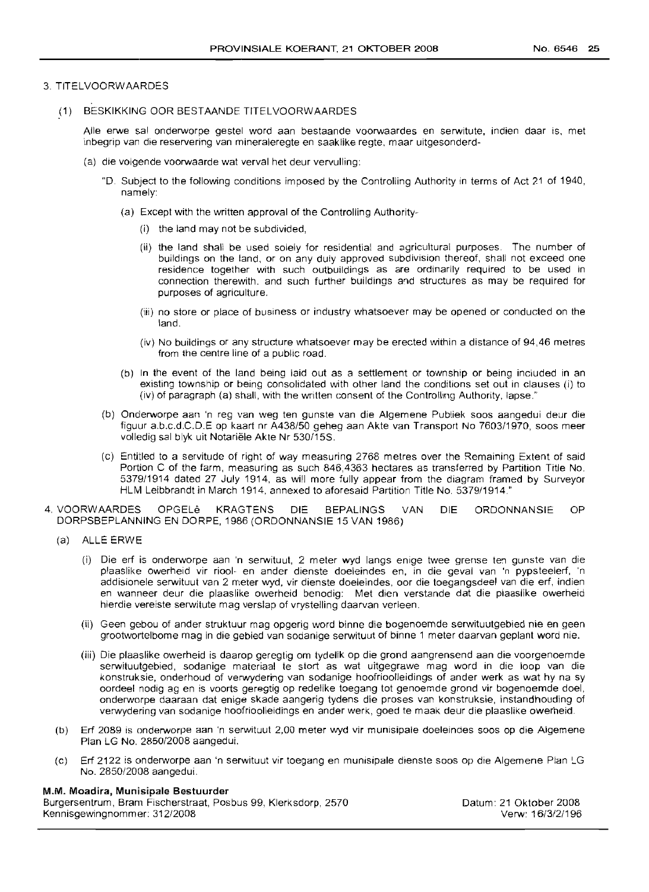3. TITELVOORWAARDES

(1) BESKIKKING OOR BESTAANDE TITELVOORWAARDES

Alle erwe sal onderworpe gestel word aan bestaande voorwaardes en serwitute, indien daar is, met inbegrip van die reservering van mineraleregte en saaklike regte, maar uitgesonderd-

(a) die volgende voorwaarde wat verval het deur vervulling:

"D. Subject to the following conditions imposed by the Controlling Authority in terms of Act 21 of 1940, namely:

(a) Except with the written approval of the Controlling Authority-

(i) the land may not be subdivided,

(ii) the land shall be used solely for residential and agricultural purposes. The number of buildings on the land, or on any duly approved subdivision thereof, shall not exceed one residence together with such outbuildings as are ordinarily required to be used in connection therewith, and such further buildings and structures as may be required for purposes of agriculture.

(iii) no store or place of business or industry whatsoever may be opened or conducted on the land.

(iv) No buildings or any structure whatsoever may be erected within a distance of 94,46 metres from the centre line of a public road.

(b) In the event of the land being laid out as a settlement or township or being included in an existing township or being consolidated with other land the conditions set out in clauses (i) to (iv) of paragraph (a) shall, with the written consent of the Controlling Authority, lapse."

(b) Onderworpe aan 'n reg van weg ten gunste van die Algemene Publiek soos aangedui deur die figuur a.b.c.d.C.D.E op kaart nr A438/50 geheg aan Akte van Transport No 7603/1970, soos meer volledig sal blyk uit Notariële Akte Nr 530/15S.

(c) Entitled to a servitude of right of way measuring 2768 metres over the Remaining Extent of said Portion C of the farm, measuring as such 846,4363 hectares as transferred by Partition Title No. 5379/1914 dated 27 July 1914, as will more fully appear from the diagram framed by Surveyor HLM Leibbrandt in March 1914, annexed to aforesaid Partition Title No. 5379/1914."

4. VOORWAARDES OPGELê KRAGTENS DIE BEPALINGS VAN DIE ORDONNANSIE OP DORPSBEPLANNING EN DORPE, 1986 (ORDONNANSIE 15 VAN 1986)

(a) ALLE ERWE

(i) Die erf is onderworpe aan 'n serwituut, 2 meter wyd langs enige twee grense ten gunste van die plaaslike owerheid vir riool- en ander dienste doeleindes en, in die geval van 'n pypsteelerf, 'n addisionele serwituut van 2 meter wyd, vir dienste doeleindes, oor die toegangsdeel van die erf, indien en wanneer deur die plaaslike owerheid benodig: Met dien verstande dat die plaaslike owerheid hierdie vereiste serwitute mag verslap of vrystelling daarvan verleen.

(ii) Geen gebou of ander struktuur mag opgerig word binne die bogenoemde serwituutgebied nie en geen grootwortelbome mag in die gebied van sodanige serwituut of binne 1 meter daarvan geplant word nie.

(iii) Die plaaslike owerheid is daarop geregtig om tydelik op die grond aangrensend aan die voorgenoemde serwituutgebied, sodanige materiaal te stort as wat uitgegrawe mag word in die loop van die konstruksie, onderhoud of verwydering van sodanige hoofrioolleidings of ander werk as wat hy na sy oordeel nodig ag en is voorts geregtig op redelike toegang tot genoemde grond vir bogenoemde doel, onderworpe daaraan dat enige skade aangerig tydens die proses van konstruksie, instandhouding of verwydering van sodanige hoofrioolleidings en ander werk, goed te maak deur die plaaslike owerheid.

(b) Erf 2089 is onderworpe aan 'n serwituut 2,00 meter wyd vir munisipale doeleindes soos op die Algemene Plan LG No. 2850/2008 aangedui.

(c) Erf 2122 is onderworpe aan 'n serwituut vir toegang en munisipale dienste soos op die Algemene Plan LG No. 2850/2008 aangedui.

**M.M. Moadira, Munisipale Bestuurder**
Burgersentrum, Bram Fischerstraat, Posbus 99, Klerksdorp, 2570
Kennisgewingnommer: 312/2008

Datum: 21 Oktober 2008
Verw: 16/3/2/196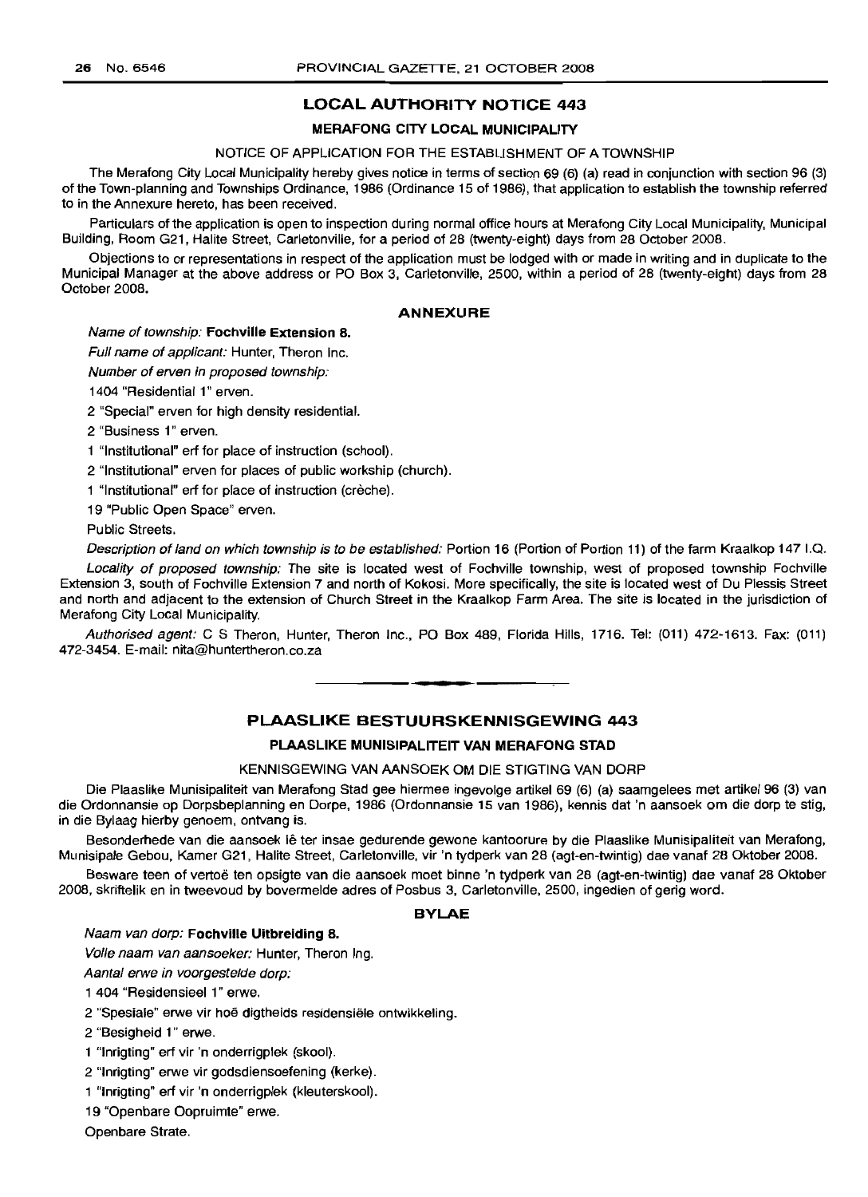## LOCAL AUTHORITY NOTICE 443

### MERAFONG CITY LOCAL MUNICIPALITY

NOTICE OF APPLICATION FOR THE ESTABLISHMENT OF A TOWNSHIP

The Merafong City Local Municipality hereby gives notice in terms of section 69 (6) (a) read in conjunction with section 96 (3) of the Town-planning and Townships Ordinance, 1986 (Ordinance 15 of 1986), that application to establish the township referred to in the Annexure hereto, has been received.

Particulars of the application is open to inspection during normal office hours at Merafong City Local Municipality, Municipal Building, Room G21, Halite Street, Carletonville, for a period of 28 (twenty-eight) days from 28 October 2008.

Objections to or representations in respect of the application must be lodged with or made in writing and in duplicate to the Municipal Manager at the above address or PO Box 3, Carletonville, 2500, within a period of 28 (twenty-eight) days from 28 October 2008.

### ANNEXURE

*Name of township:* **Fochville Extension 8.**

*Full name of applicant:* Hunter, Theron Inc.

*Number of erven in proposed township:*

1404 "Residential 1" erven.

2 "Special" erven for high density residential.

2 "Business 1" erven.

1 "Institutional" erf for place of instruction (school).

2 "Institutional" erven for places of public workship (church).

1 "Institutional" erf for place of instruction (crèche).

19 "Public Open Space" erven.

Public Streets.

*Description of land on which township is to be established:* Portion 16 (Portion of Portion 11) of the farm Kraalkop 147 I.Q.

*Locality of proposed township:* The site is located west of Fochville township, west of proposed township Fochville Extension 3, south of Fochville Extension 7 and north of Kokosi. More specifically, the site is located west of Du Plessis Street and north and adjacent to the extension of Church Street in the Kraalkop Farm Area. The site is located in the jurisdiction of Merafong City Local Municipality.

*Authorised agent:* C S Theron, Hunter, Theron Inc., PO Box 489, Florida Hills, 1716. Tel: (011) 472-1613. Fax: (011) 472-3454. E-mail: nita@huntertheron.co.za

---

## PLAASLIKE BESTUURSKENNISGEWING 443

### PLAASLIKE MUNISIPALITEIT VAN MERAFONG STAD

KENNISGEWING VAN AANSOEK OM DIE STIGTING VAN DORP

Die Plaaslike Munisipaliteit van Merafong Stad gee hiermee ingevolge artikel 69 (6) (a) saamgelees met artikel 96 (3) van die Ordonnansie op Dorpsbeplanning en Dorpe, 1986 (Ordonnansie 15 van 1986), kennis dat 'n aansoek om die dorp te stig, in die Bylaag hierby genoem, ontvang is.

Besonderhede van die aansoek lê ter insae gedurende gewone kantoorure by die Plaaslike Munisipaliteit van Merafong, Munisipale Gebou, Kamer G21, Halite Street, Carletonville, vir 'n tydperk van 28 (agt-en-twintig) dae vanaf 28 Oktober 2008.

Besware teen of vertoë ten opsigte van die aansoek moet binne 'n tydperk van 28 (agt-en-twintig) dae vanaf 28 Oktober 2008, skriftelik en in tweevoud by bovermelde adres of Posbus 3, Carletonville, 2500, ingedien of gerig word.

### BYLAE

*Naam van dorp:* **Fochville Uitbreiding 8.**

*Volle naam van aansoeker:* Hunter, Theron Ing.

*Aantal erwe in voorgestelde dorp:*

1 404 "Residensieel 1" erwe.

2 "Spesiale" erwe vir hoë digtheids residensiële ontwikkeling.

2 "Besigheid 1" erwe.

1 "Inrigting" erf vir 'n onderrigplek (skool).

2 "Inrigting" erwe vir godsdiensoefening (kerke).

1 "Inrigting" erf vir 'n onderrigplek (kleuterskool).

19 "Openbare Oopruimte" erwe.

Openbare Strate.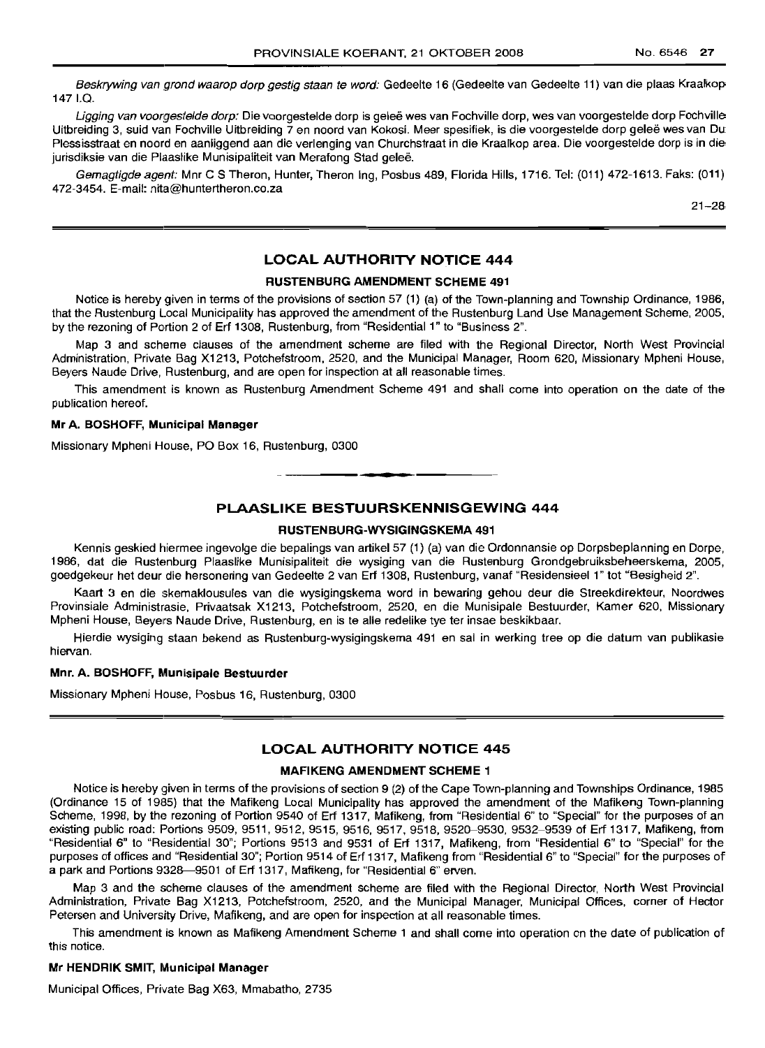*Beskrywing van grond waarop dorp gestig staan te word:* Gedeelte 16 (Gedeelte van Gedeelte 11) van die plaas Kraalkop 147 I.Q.

*Ligging van voorgestelde dorp:* Die voorgestelde dorp is geleë wes van Fochville dorp, wes van voorgestelde dorp Fochville Uitbreiding 3, suid van Fochville Uitbreiding 7 en noord van Kokosi. Meer spesifiek, is die voorgestelde dorp geleë wes van Du Plessisstraat en noord en aanliggend aan die verlenging van Churchstraat in die Kraalkop area. Die voorgestelde dorp is in die jurisdiksie van die Plaaslike Munisipaliteit van Merafong Stad geleë.

*Gemagtigde agent:* Mnr C S Theron, Hunter, Theron Ing, Posbus 489, Florida Hills, 1716. Tel: (011) 472-1613. Faks: (011) 472-3454. E-mail: nita@huntertheron.co.za

21–28

## LOCAL AUTHORITY NOTICE 444

### RUSTENBURG AMENDMENT SCHEME 491

Notice is hereby given in terms of the provisions of section 57 (1) (a) of the Town-planning and Township Ordinance, 1986, that the Rustenburg Local Municipality has approved the amendment of the Rustenburg Land Use Management Scheme, 2005, by the rezoning of Portion 2 of Erf 1308, Rustenburg, from "Residential 1" to "Business 2".

Map 3 and scheme clauses of the amendment scheme are filed with the Regional Director, North West Provincial Administration, Private Bag X1213, Potchefstroom, 2520, and the Municipal Manager, Room 620, Missionary Mpheni House, Beyers Naude Drive, Rustenburg, and are open for inspection at all reasonable times.

This amendment is known as Rustenburg Amendment Scheme 491 and shall come into operation on the date of the publication hereof.

**Mr A. BOSHOFF, Municipal Manager**

Missionary Mpheni House, PO Box 16, Rustenburg, 0300

## PLAASLIKE BESTUURSKENNISGEWING 444

### RUSTENBURG-WYSIGINGSKEMA 491

Kennis geskied hiermee ingevolge die bepalings van artikel 57 (1) (a) van die Ordonnansie op Dorpsbeplanning en Dorpe, 1986, dat die Rustenburg Plaaslike Munisipaliteit die wysiging van die Rustenburg Grondgebruiksbeheerskema, 2005, goedgekeur het deur die hersonering van Gedeelte 2 van Erf 1308, Rustenburg, vanaf "Residensieel 1" tot "Besigheid 2".

Kaart 3 en die skemaklousules van die wysigingskema word in bewaring gehou deur die Streekdirekteur, Noordwes Provinsiale Administrasie, Privaatsak X1213, Potchefstroom, 2520, en die Munisipale Bestuurder, Kamer 620, Missionary Mpheni House, Beyers Naude Drive, Rustenburg, en is te alle redelike tye ter insae beskikbaar.

Hierdie wysiging staan bekend as Rustenburg-wysigingskema 491 en sal in werking tree op die datum van publikasie hiervan.

**Mnr. A. BOSHOFF, Munisipale Bestuurder**

Missionary Mpheni House, Posbus 16, Rustenburg, 0300

## LOCAL AUTHORITY NOTICE 445

### MAFIKENG AMENDMENT SCHEME 1

Notice is hereby given in terms of the provisions of section 9 (2) of the Cape Town-planning and Townships Ordinance, 1985 (Ordinance 15 of 1985) that the Mafikeng Local Municipality has approved the amendment of the Mafikeng Town-planning Scheme, 1998, by the rezoning of Portion 9540 of Erf 1317, Mafikeng, from "Residential 6" to "Special" for the purposes of an existing public road: Portions 9509, 9511, 9512, 9515, 9516, 9517, 9518, 9520–9530, 9532–9539 of Erf 1317, Mafikeng, from "Residential 6" to "Residential 30"; Portions 9513 and 9531 of Erf 1317, Mafikeng, from "Residential 6" to "Special" for the purposes of offices and "Residential 30"; Portion 9514 of Erf 1317, Mafikeng from "Residential 6" to "Special" for the purposes of a park and Portions 9328—9501 of Erf 1317, Mafikeng, for "Residential 6" erven.

Map 3 and the scheme clauses of the amendment scheme are filed with the Regional Director, North West Provincial Administration, Private Bag X1213, Potchefstroom, 2520, and the Municipal Manager, Municipal Offices, corner of Hector Petersen and University Drive, Mafikeng, and are open for inspection at all reasonable times.

This amendment is known as Mafikeng Amendment Scheme 1 and shall come into operation on the date of publication of this notice.

**Mr HENDRIK SMIT, Municipal Manager**

Municipal Offices, Private Bag X63, Mmabatho, 2735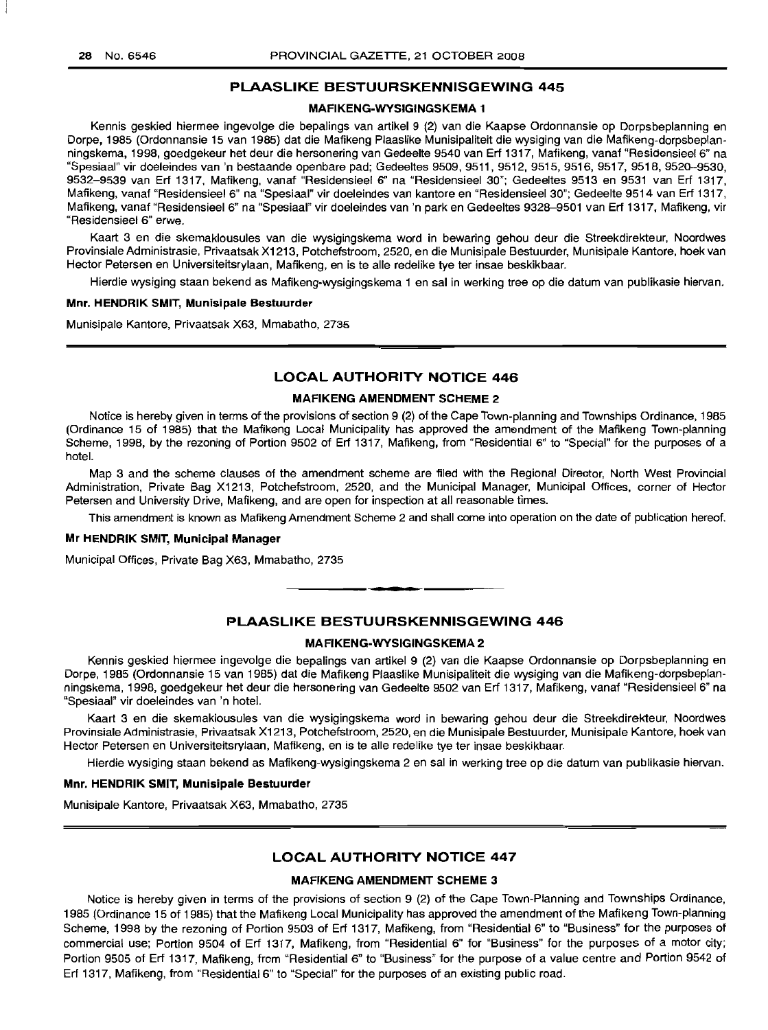## PLAASLIKE BESTUURSKENNISGEWING 445

### MAFIKENG-WYSIGINGSKEMA 1

Kennis geskied hiermee ingevolge die bepalings van artikel 9 (2) van die Kaapse Ordonnansie op Dorpsbeplanning en Dorpe, 1985 (Ordonnansie 15 van 1985) dat die Mafikeng Plaaslike Munisipaliteit die wysiging van die Mafikeng-dorpsbeplanningskema, 1998, goedgekeur het deur die hersonering van Gedeelte 9540 van Erf 1317, Mafikeng, vanaf "Residensieel 6" na "Spesiaal" vir doeleindes van 'n bestaande openbare pad; Gedeeltes 9509, 9511, 9512, 9515, 9516, 9517, 9518, 9520–9530, 9532–9539 van Erf 1317, Mafikeng, vanaf "Residensieel 6" na "Residensieel 30"; Gedeeltes 9513 en 9531 van Erf 1317, Mafikeng, vanaf "Residensieel 6" na "Spesiaal" vir doeleindes van kantore en "Residensieel 30"; Gedeelte 9514 van Erf 1317, Mafikeng, vanaf "Residensieel 6" na "Spesiaal" vir doeleindes van 'n park en Gedeeltes 9328–9501 van Erf 1317, Mafikeng, vir "Residensieel 6" erwe.

Kaart 3 en die skemaklousules van die wysigingskema word in bewaring gehou deur die Streekdirekteur, Noordwes Provinsiale Administrasie, Privaatsak X1213, Potchefstroom, 2520, en die Munisipale Bestuurder, Munisipale Kantore, hoek van Hector Petersen en Universiteitsrylaan, Mafikeng, en is te alle redelike tye ter insae beskikbaar.

Hierdie wysiging staan bekend as Mafikeng-wysigingskema 1 en sal in werking tree op die datum van publikasie hiervan.

**Mnr. HENDRIK SMIT, Munisipale Bestuurder**

Munisipale Kantore, Privaatsak X63, Mmabatho, 2735

---

## LOCAL AUTHORITY NOTICE 446

### MAFIKENG AMENDMENT SCHEME 2

Notice is hereby given in terms of the provisions of section 9 (2) of the Cape Town-planning and Townships Ordinance, 1985 (Ordinance 15 of 1985) that the Mafikeng Local Municipality has approved the amendment of the Mafikeng Town-planning Scheme, 1998, by the rezoning of Portion 9502 of Erf 1317, Mafikeng, from "Residential 6" to "Special" for the purposes of a hotel.

Map 3 and the scheme clauses of the amendment scheme are filed with the Regional Director, North West Provincial Administration, Private Bag X1213, Potchefstroom, 2520, and the Municipal Manager, Municipal Offices, corner of Hector Petersen and University Drive, Mafikeng, and are open for inspection at all reasonable times.

This amendment is known as Mafikeng Amendment Scheme 2 and shall come into operation on the date of publication hereof.

**Mr HENDRIK SMIT, Municipal Manager**

Municipal Offices, Private Bag X63, Mmabatho, 2735

---

## PLAASLIKE BESTUURSKENNISGEWING 446

### MAFIKENG-WYSIGINGSKEMA 2

Kennis geskied hiermee ingevolge die bepalings van artikel 9 (2) van die Kaapse Ordonnansie op Dorpsbeplanning en Dorpe, 1985 (Ordonnansie 15 van 1985) dat die Mafikeng Plaaslike Munisipaliteit die wysiging van die Mafikeng-dorpsbeplanningskema, 1998, goedgekeur het deur die hersonering van Gedeelte 9502 van Erf 1317, Mafikeng, vanaf "Residensieel 6" na "Spesiaal" vir doeleindes van 'n hotel.

Kaart 3 en die skemaklousules van die wysigingskema word in bewaring gehou deur die Streekdirekteur, Noordwes Provinsiale Administrasie, Privaatsak X1213, Potchefstroom, 2520, en die Munisipale Bestuurder, Munisipale Kantore, hoek van Hector Petersen en Universiteitsrylaan, Mafikeng, en is te alle redelike tye ter insae beskikbaar.

Hierdie wysiging staan bekend as Mafikeng-wysigingskema 2 en sal in werking tree op die datum van publikasie hiervan.

**Mnr. HENDRIK SMIT, Munisipale Bestuurder**

Munisipale Kantore, Privaatsak X63, Mmabatho, 2735

---

## LOCAL AUTHORITY NOTICE 447

### MAFIKENG AMENDMENT SCHEME 3

Notice is hereby given in terms of the provisions of section 9 (2) of the Cape Town-Planning and Townships Ordinance, 1985 (Ordinance 15 of 1985) that the Mafikeng Local Municipality has approved the amendment of the Mafikeng Town-planning Scheme, 1998 by the rezoning of Portion 9503 of Erf 1317, Mafikeng, from "Residential 6" to "Business" for the purposes of commercial use; Portion 9504 of Erf 1317, Mafikeng, from "Residential 6" for "Business" for the purposes of a motor city; Portion 9505 of Erf 1317, Mafikeng, from "Residential 6" to "Business" for the purpose of a value centre and Portion 9542 of Erf 1317, Mafikeng, from "Residential 6" to "Special" for the purposes of an existing public road.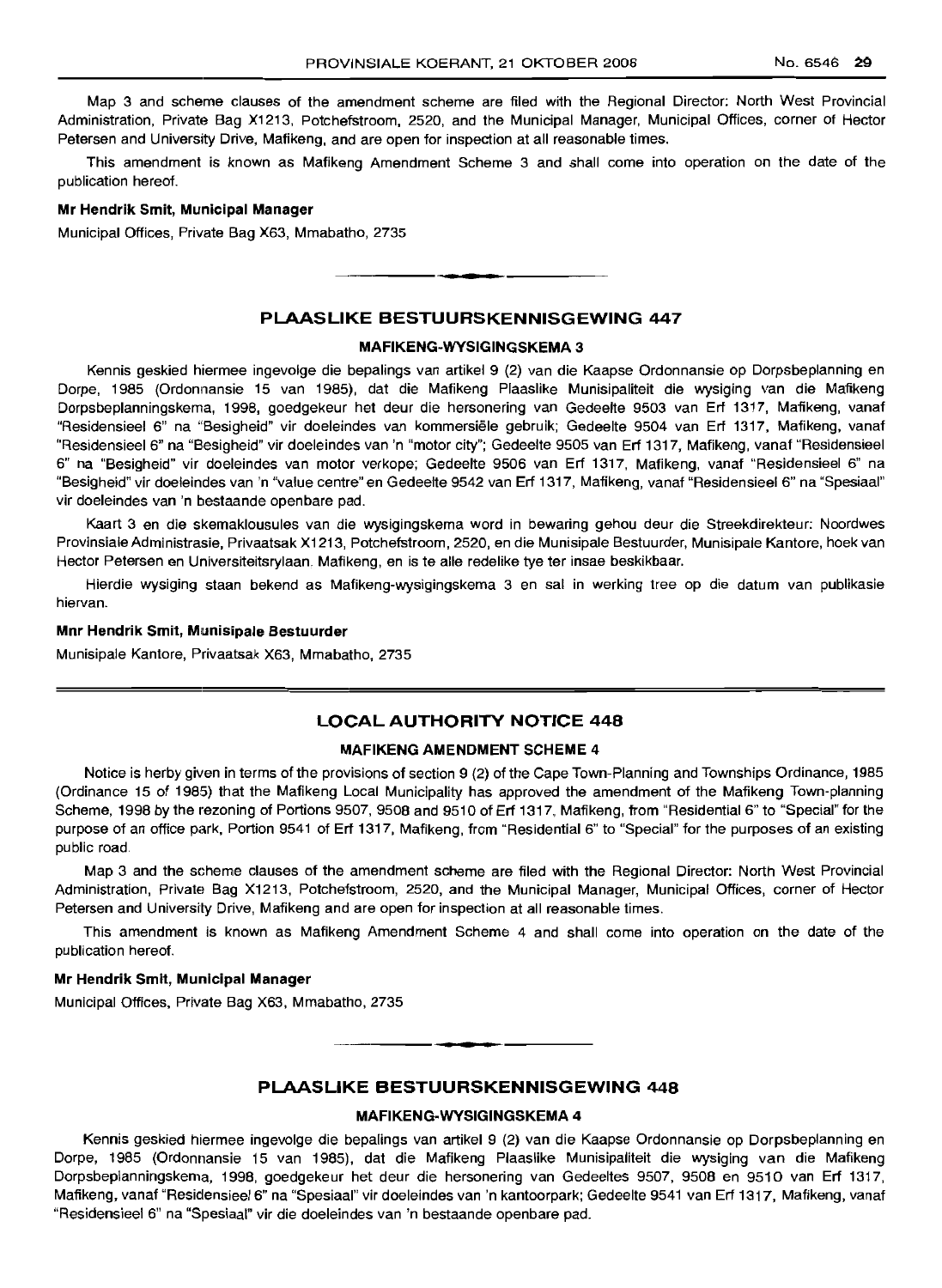Map 3 and scheme clauses of the amendment scheme are filed with the Regional Director: North West Provincial Administration, Private Bag X1213, Potchefstroom, 2520, and the Municipal Manager, Municipal Offices, corner of Hector Petersen and University Drive, Mafikeng, and are open for inspection at all reasonable times.

This amendment is known as Mafikeng Amendment Scheme 3 and shall come into operation on the date of the publication hereof.

**Mr Hendrik Smit, Municipal Manager**

Municipal Offices, Private Bag X63, Mmabatho, 2735

## PLAASLIKE BESTUURSKENNISGEWING 447

### MAFIKENG-WYSIGINGSKEMA 3

Kennis geskied hiermee ingevolge die bepalings van artikel 9 (2) van die Kaapse Ordonnansie op Dorpsbeplanning en Dorpe, 1985 (Ordonnansie 15 van 1985), dat die Mafikeng Plaaslike Munisipaliteit die wysiging van die Mafikeng Dorpsbeplanningskema, 1998, goedgekeur het deur die hersonering van Gedeelte 9503 van Erf 1317, Mafikeng, vanaf "Residensieel 6" na "Besigheid" vir doeleindes van kommersiële gebruik; Gedeelte 9504 van Erf 1317, Mafikeng, vanaf "Residensieel 6" na "Besigheid" vir doeleindes van 'n "motor city"; Gedeelte 9505 van Erf 1317, Mafikeng, vanaf "Residensieel 6" na "Besigheid" vir doeleindes van motor verkope; Gedeelte 9506 van Erf 1317, Mafikeng, vanaf "Residensieel 6" na "Besigheid" vir doeleindes van 'n "value centre" en Gedeelte 9542 van Erf 1317, Mafikeng, vanaf "Residensieel 6" na "Spesiaal" vir doeleindes van 'n bestaande openbare pad.

Kaart 3 en die skemaklousules van die wysigingskema word in bewaring gehou deur die Streekdirekteur: Noordwes Provinsiale Administrasie, Privaatsak X1213, Potchefstroom, 2520, en die Munisipale Bestuurder, Munisipale Kantore, hoek van Hector Petersen en Universiteitsrylaan, Mafikeng, en is te alle redelike tye ter insae beskikbaar.

Hierdie wysiging staan bekend as Mafikeng-wysigingskema 3 en sal in werking tree op die datum van publikasie hiervan.

**Mnr Hendrik Smit, Munisipale Bestuurder**

Munisipale Kantore, Privaatsak X63, Mmabatho, 2735

## LOCAL AUTHORITY NOTICE 448

### MAFIKENG AMENDMENT SCHEME 4

Notice is herby given in terms of the provisions of section 9 (2) of the Cape Town-Planning and Townships Ordinance, 1985 (Ordinance 15 of 1985) that the Mafikeng Local Municipality has approved the amendment of the Mafikeng Town-planning Scheme, 1998 by the rezoning of Portions 9507, 9508 and 9510 of Erf 1317, Mafikeng, from "Residential 6" to "Special" for the purpose of an office park, Portion 9541 of Erf 1317, Mafikeng, from "Residential 6" to "Special" for the purposes of an existing public road.

Map 3 and the scheme clauses of the amendment scheme are filed with the Regional Director: North West Provincial Administration, Private Bag X1213, Potchefstroom, 2520, and the Municipal Manager, Municipal Offices, corner of Hector Petersen and University Drive, Mafikeng and are open for inspection at all reasonable times.

This amendment is known as Mafikeng Amendment Scheme 4 and shall come into operation on the date of the publication hereof.

**Mr Hendrik Smit, Municipal Manager**

Municipal Offices, Private Bag X63, Mmabatho, 2735

## PLAASLIKE BESTUURSKENNISGEWING 448

### MAFIKENG-WYSIGINGSKEMA 4

Kennis geskied hiermee ingevolge die bepalings van artikel 9 (2) van die Kaapse Ordonnansie op Dorpsbeplanning en Dorpe, 1985 (Ordonnansie 15 van 1985), dat die Mafikeng Plaaslike Munisipaliteit die wysiging van die Mafikeng Dorpsbeplanningskema, 1998, goedgekeur het deur die hersonering van Gedeeltes 9507, 9508 en 9510 van Erf 1317, Mafikeng, vanaf "Residensieel 6" na "Spesiaal" vir doeleindes van 'n kantoorpark; Gedeelte 9541 van Erf 1317, Mafikeng, vanaf "Residensieel 6" na "Spesiaal" vir die doeleindes van 'n bestaande openbare pad.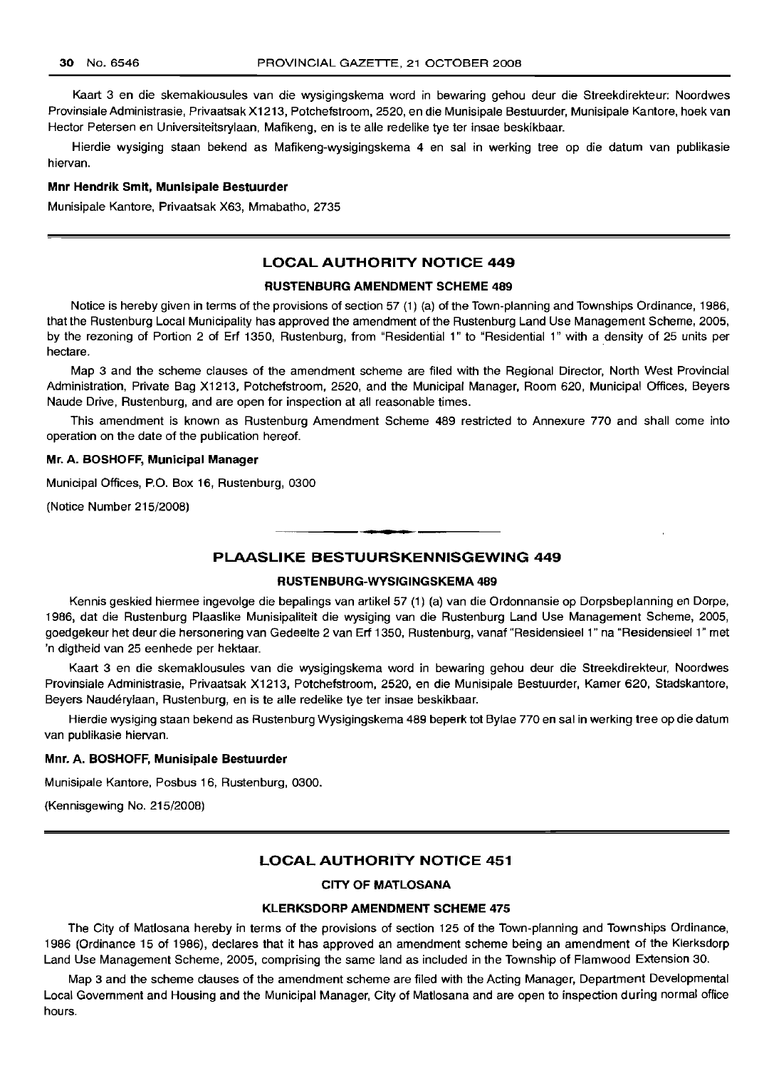Kaart 3 en die skemaklousules van die wysigingskema word in bewaring gehou deur die Streekdirekteur: Noordwes Provinsiale Administrasie, Privaatsak X1213, Potchefstroom, 2520, en die Munisipale Bestuurder, Munisipale Kantore, hoek van Hector Petersen en Universiteitsrylaan, Mafikeng, en is te alle redelike tye ter insae beskikbaar.

Hierdie wysiging staan bekend as Mafikeng-wysigingskema 4 en sal in werking tree op die datum van publikasie hiervan.

**Mnr Hendrik Smit, Munisipale Bestuurder**

Munisipale Kantore, Privaatsak X63, Mmabatho, 2735

---

## LOCAL AUTHORITY NOTICE 449

### RUSTENBURG AMENDMENT SCHEME 489

Notice is hereby given in terms of the provisions of section 57 (1) (a) of the Town-planning and Townships Ordinance, 1986, that the Rustenburg Local Municipality has approved the amendment of the Rustenburg Land Use Management Scheme, 2005, by the rezoning of Portion 2 of Erf 1350, Rustenburg, from "Residential 1" to "Residential 1" with a density of 25 units per hectare.

Map 3 and the scheme clauses of the amendment scheme are filed with the Regional Director, North West Provincial Administration, Private Bag X1213, Potchefstroom, 2520, and the Municipal Manager, Room 620, Municipal Offices, Beyers Naude Drive, Rustenburg, and are open for inspection at all reasonable times.

This amendment is known as Rustenburg Amendment Scheme 489 restricted to Annexure 770 and shall come into operation on the date of the publication hereof.

**Mr. A. BOSHOFF, Municipal Manager**

Municipal Offices, P.O. Box 16, Rustenburg, 0300

(Notice Number 215/2008)

---

## PLAASLIKE BESTUURSKENNISGEWING 449

### RUSTENBURG-WYSIGINGSKEMA 489

Kennis geskied hiermee ingevolge die bepalings van artikel 57 (1) (a) van die Ordonnansie op Dorpsbeplanning en Dorpe, 1986, dat die Rustenburg Plaaslike Munisipaliteit die wysiging van die Rustenburg Land Use Management Scheme, 2005, goedgekeur het deur die hersonering van Gedeelte 2 van Erf 1350, Rustenburg, vanaf "Residensieel 1" na "Residensieel 1" met 'n digtheid van 25 eenhede per hektaar.

Kaart 3 en die skemaklousules van die wysigingskema word in bewaring gehou deur die Streekdirekteur, Noordwes Provinsiale Administrasie, Privaatsak X1213, Potchefstroom, 2520, en die Munisipale Bestuurder, Kamer 620, Stadskantore, Beyers Naudérylaan, Rustenburg, en is te alle redelike tye ter insae beskikbaar.

Hierdie wysiging staan bekend as Rustenburg Wysigingskema 489 beperk tot Bylae 770 en sal in werking tree op die datum van publikasie hiervan.

**Mnr. A. BOSHOFF, Munisipale Bestuurder**

Munisipale Kantore, Posbus 16, Rustenburg, 0300.

(Kennisgewing No. 215/2008)

---

## LOCAL AUTHORITY NOTICE 451

### CITY OF MATLOSANA

### KLERKSDORP AMENDMENT SCHEME 475

The City of Matlosana hereby in terms of the provisions of section 125 of the Town-planning and Townships Ordinance, 1986 (Ordinance 15 of 1986), declares that it has approved an amendment scheme being an amendment of the Klerksdorp Land Use Management Scheme, 2005, comprising the same land as included in the Township of Flamwood Extension 30.

Map 3 and the scheme clauses of the amendment scheme are filed with the Acting Manager, Department Developmental Local Government and Housing and the Municipal Manager, City of Matlosana and are open to inspection during normal office hours.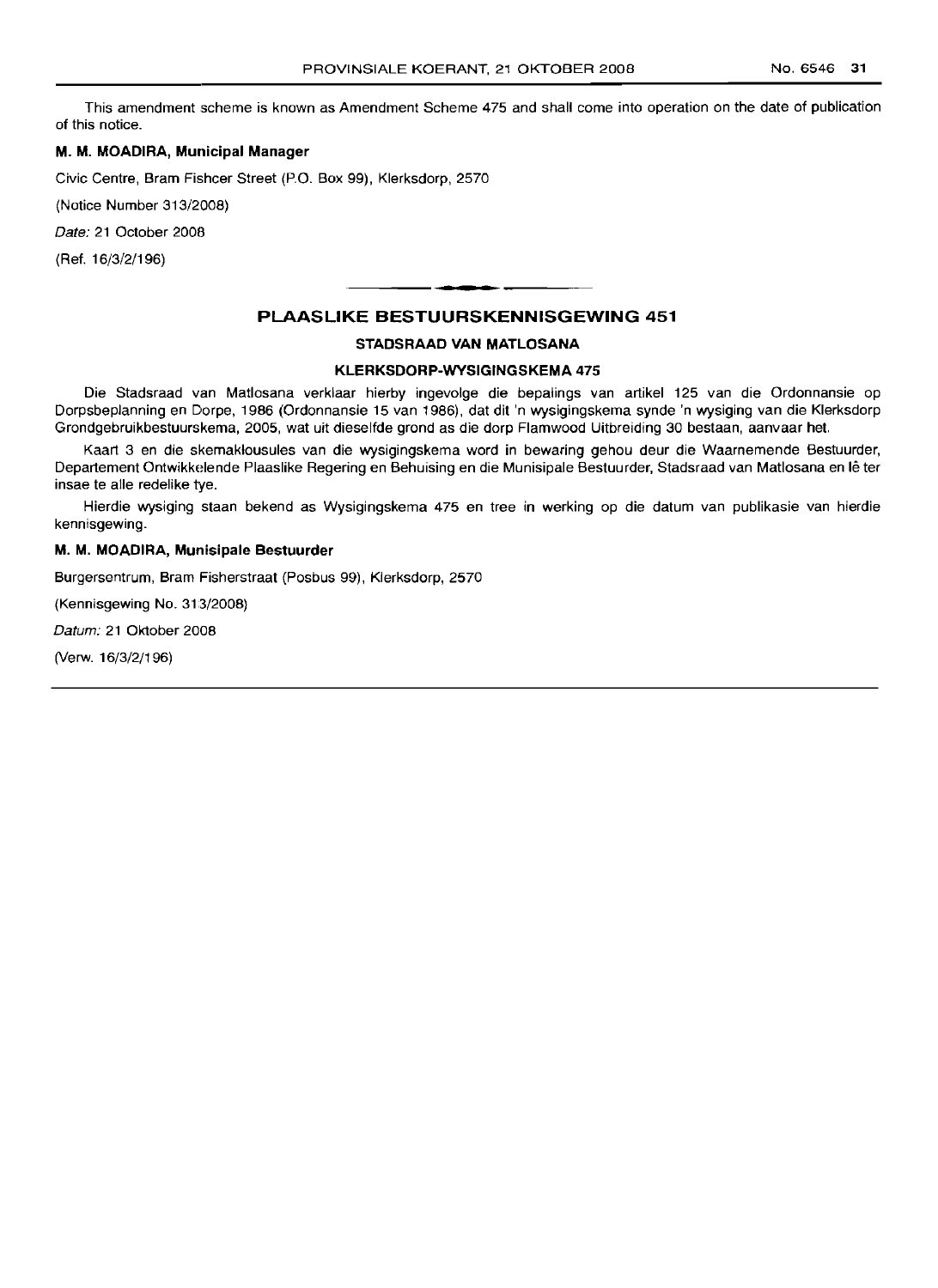This amendment scheme is known as Amendment Scheme 475 and shall come into operation on the date of publication of this notice.

**M. M. MOADIRA, Municipal Manager**

Civic Centre, Bram Fishcer Street (P.O. Box 99), Klerksdorp, 2570

(Notice Number 313/2008)

*Date:* 21 October 2008

(Ref. 16/3/2/196)

---

## PLAASLIKE BESTUURSKENNISGEWING 451

### STADSRAAD VAN MATLOSANA

### KLERKSDORP-WYSIGINGSKEMA 475

Die Stadsraad van Matlosana verklaar hierby ingevolge die bepalings van artikel 125 van die Ordonnansie op Dorpsbeplanning en Dorpe, 1986 (Ordonnansie 15 van 1986), dat dit 'n wysigingskema synde 'n wysiging van die Klerksdorp Grondgebruikbestuurskema, 2005, wat uit dieselfde grond as die dorp Flamwood Uitbreiding 30 bestaan, aanvaar het.

Kaart 3 en die skemaklousules van die wysigingskema word in bewaring gehou deur die Waarnemende Bestuurder, Departement Ontwikkelende Plaaslike Regering en Behuising en die Munisipale Bestuurder, Stadsraad van Matlosana en lê ter insae te alle redelike tye.

Hierdie wysiging staan bekend as Wysigingskema 475 en tree in werking op die datum van publikasie van hierdie kennisgewing.

**M. M. MOADIRA, Munisipale Bestuurder**

Burgersentrum, Bram Fisherstraat (Posbus 99), Klerksdorp, 2570

(Kennisgewing No. 313/2008)

*Datum:* 21 Oktober 2008

(Verw. 16/3/2/196)